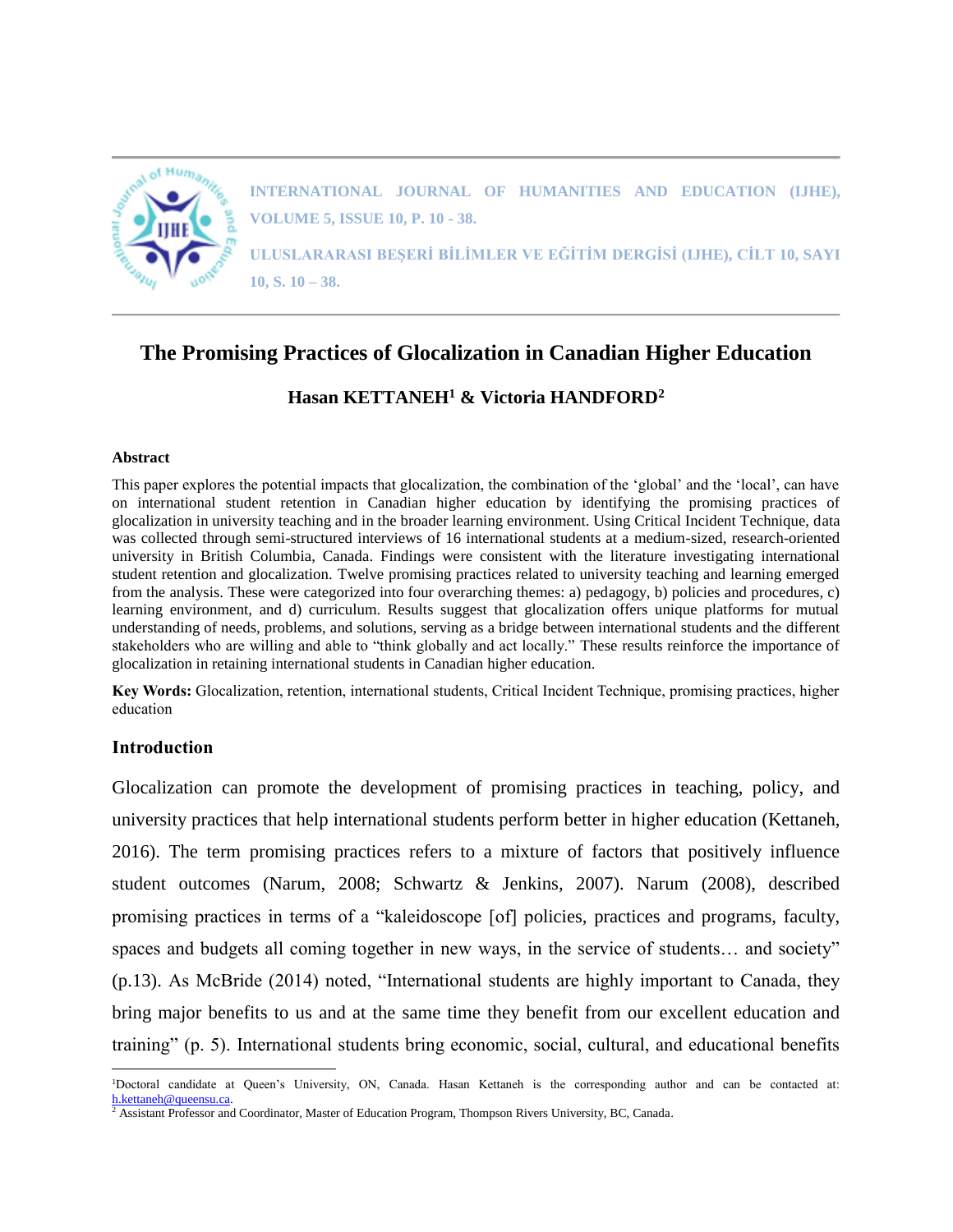# The Promising Practices of Glocalization in Canadian Higher Education

**Hasan KETTANEH[1] & Victoria HANDFORD[2]**

### Abstract

This paper explores the potential impacts that glocalization, the combination of the 'global' and the 'local', can have on international student retention in Canadian higher education by identifying the promising practices of glocalization in university teaching and in the broader learning environment. Using Critical Incident Technique, data was collected through semi-structured interviews of 16 international students at a medium-sized, research-oriented university in British Columbia, Canada. Findings were consistent with the literature investigating international student retention and glocalization. Twelve promising practices related to university teaching and learning emerged from the analysis. These were categorized into four overarching themes: a) pedagogy, b) policies and procedures, c) learning environment, and d) curriculum. Results suggest that glocalization offers unique platforms for mutual understanding of needs, problems, and solutions, serving as a bridge between international students and the different stakeholders who are willing and able to "think globally and act locally." These results reinforce the importance of glocalization in retaining international students in Canadian higher education.

**Key Words:** Glocalization, retention, international students, Critical Incident Technique, promising practices, higher education

## Introduction

Glocalization can promote the development of promising practices in teaching, policy, and university practices that help international students perform better in higher education (Kettaneh, 2016). The term promising practices refers to a mixture of factors that positively influence student outcomes (Narum, 2008; Schwartz & Jenkins, 2007). Narum (2008), described promising practices in terms of a "kaleidoscope [of] policies, practices and programs, faculty, spaces and budgets all coming together in new ways, in the service of students… and society" (p.13). As McBride (2014) noted, "International students are highly important to Canada, they bring major benefits to us and at the same time they benefit from our excellent education and training" (p. 5). International students bring economic, social, cultural, and educational benefits

---

[1]Doctoral candidate at Queen's University, ON, Canada. Hasan Kettaneh is the corresponding author and can be contacted at: h.kettaneh@queensu.ca.

[2] Assistant Professor and Coordinator, Master of Education Program, Thompson Rivers University, BC, Canada.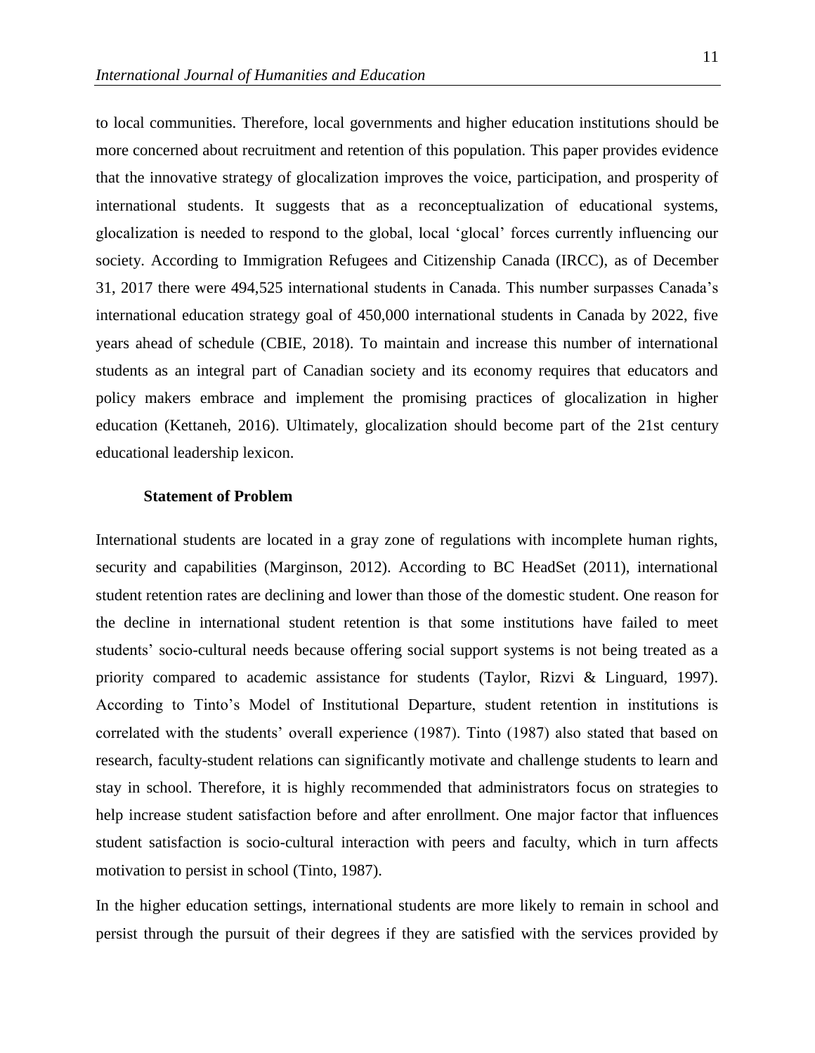to local communities. Therefore, local governments and higher education institutions should be more concerned about recruitment and retention of this population. This paper provides evidence that the innovative strategy of glocalization improves the voice, participation, and prosperity of international students. It suggests that as a reconceptualization of educational systems, glocalization is needed to respond to the global, local 'glocal' forces currently influencing our society. According to Immigration Refugees and Citizenship Canada (IRCC), as of December 31, 2017 there were 494,525 international students in Canada. This number surpasses Canada's international education strategy goal of 450,000 international students in Canada by 2022, five years ahead of schedule (CBIE, 2018). To maintain and increase this number of international students as an integral part of Canadian society and its economy requires that educators and policy makers embrace and implement the promising practices of glocalization in higher education (Kettaneh, 2016). Ultimately, glocalization should become part of the 21st century educational leadership lexicon.

## Statement of Problem

International students are located in a gray zone of regulations with incomplete human rights, security and capabilities (Marginson, 2012). According to BC HeadSet (2011), international student retention rates are declining and lower than those of the domestic student. One reason for the decline in international student retention is that some institutions have failed to meet students' socio-cultural needs because offering social support systems is not being treated as a priority compared to academic assistance for students (Taylor, Rizvi & Linguard, 1997). According to Tinto's Model of Institutional Departure, student retention in institutions is correlated with the students' overall experience (1987). Tinto (1987) also stated that based on research, faculty-student relations can significantly motivate and challenge students to learn and stay in school. Therefore, it is highly recommended that administrators focus on strategies to help increase student satisfaction before and after enrollment. One major factor that influences student satisfaction is socio-cultural interaction with peers and faculty, which in turn affects motivation to persist in school (Tinto, 1987).

In the higher education settings, international students are more likely to remain in school and persist through the pursuit of their degrees if they are satisfied with the services provided by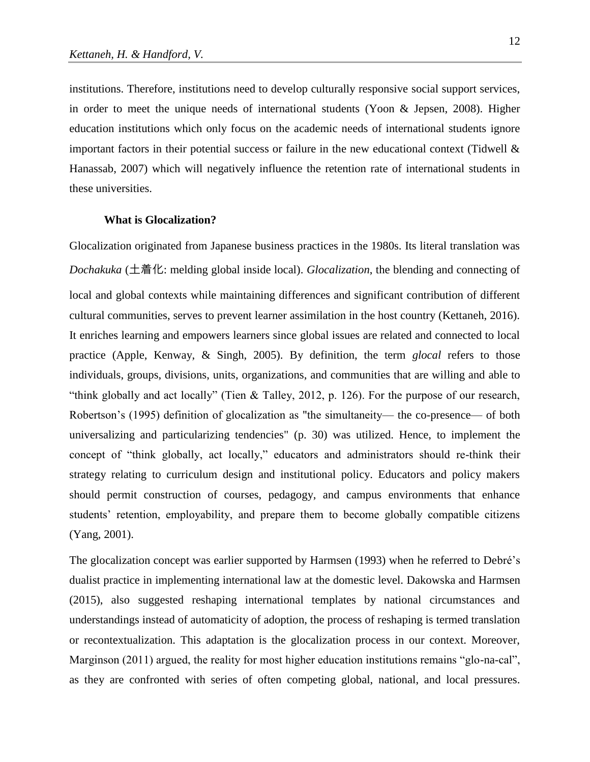institutions. Therefore, institutions need to develop culturally responsive social support services, in order to meet the unique needs of international students (Yoon & Jepsen, 2008). Higher education institutions which only focus on the academic needs of international students ignore important factors in their potential success or failure in the new educational context (Tidwell & Hanassab, 2007) which will negatively influence the retention rate of international students in these universities.

**What is Glocalization?**

Glocalization originated from Japanese business practices in the 1980s. Its literal translation was *Dochakuka* (土着化: melding global inside local). *Glocalization*, the blending and connecting of local and global contexts while maintaining differences and significant contribution of different cultural communities, serves to prevent learner assimilation in the host country (Kettaneh, 2016). It enriches learning and empowers learners since global issues are related and connected to local practice (Apple, Kenway, & Singh, 2005). By definition, the term *glocal* refers to those individuals, groups, divisions, units, organizations, and communities that are willing and able to "think globally and act locally" (Tien & Talley, 2012, p. 126). For the purpose of our research, Robertson's (1995) definition of glocalization as "the simultaneity— the co-presence— of both universalizing and particularizing tendencies" (p. 30) was utilized. Hence, to implement the concept of "think globally, act locally," educators and administrators should re-think their strategy relating to curriculum design and institutional policy. Educators and policy makers should permit construction of courses, pedagogy, and campus environments that enhance students' retention, employability, and prepare them to become globally compatible citizens (Yang, 2001).

The glocalization concept was earlier supported by Harmsen (1993) when he referred to Debré's dualist practice in implementing international law at the domestic level. Dakowska and Harmsen (2015), also suggested reshaping international templates by national circumstances and understandings instead of automaticity of adoption, the process of reshaping is termed translation or recontextualization. This adaptation is the glocalization process in our context. Moreover, Marginson (2011) argued, the reality for most higher education institutions remains "glo-na-cal", as they are confronted with series of often competing global, national, and local pressures.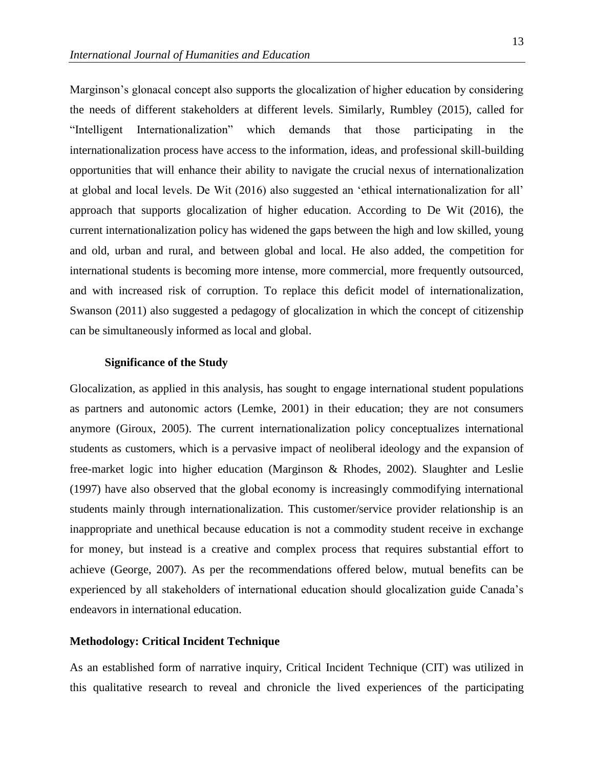Marginson's glonacal concept also supports the glocalization of higher education by considering the needs of different stakeholders at different levels. Similarly, Rumbley (2015), called for "Intelligent Internationalization" which demands that those participating in the internationalization process have access to the information, ideas, and professional skill-building opportunities that will enhance their ability to navigate the crucial nexus of internationalization at global and local levels. De Wit (2016) also suggested an 'ethical internationalization for all' approach that supports glocalization of higher education. According to De Wit (2016), the current internationalization policy has widened the gaps between the high and low skilled, young and old, urban and rural, and between global and local. He also added, the competition for international students is becoming more intense, more commercial, more frequently outsourced, and with increased risk of corruption. To replace this deficit model of internationalization, Swanson (2011) also suggested a pedagogy of glocalization in which the concept of citizenship can be simultaneously informed as local and global.

### Significance of the Study

Glocalization, as applied in this analysis, has sought to engage international student populations as partners and autonomic actors (Lemke, 2001) in their education; they are not consumers anymore (Giroux, 2005). The current internationalization policy conceptualizes international students as customers, which is a pervasive impact of neoliberal ideology and the expansion of free-market logic into higher education (Marginson & Rhodes, 2002). Slaughter and Leslie (1997) have also observed that the global economy is increasingly commodifying international students mainly through internationalization. This customer/service provider relationship is an inappropriate and unethical because education is not a commodity student receive in exchange for money, but instead is a creative and complex process that requires substantial effort to achieve (George, 2007). As per the recommendations offered below, mutual benefits can be experienced by all stakeholders of international education should glocalization guide Canada's endeavors in international education.

## Methodology: Critical Incident Technique

As an established form of narrative inquiry, Critical Incident Technique (CIT) was utilized in this qualitative research to reveal and chronicle the lived experiences of the participating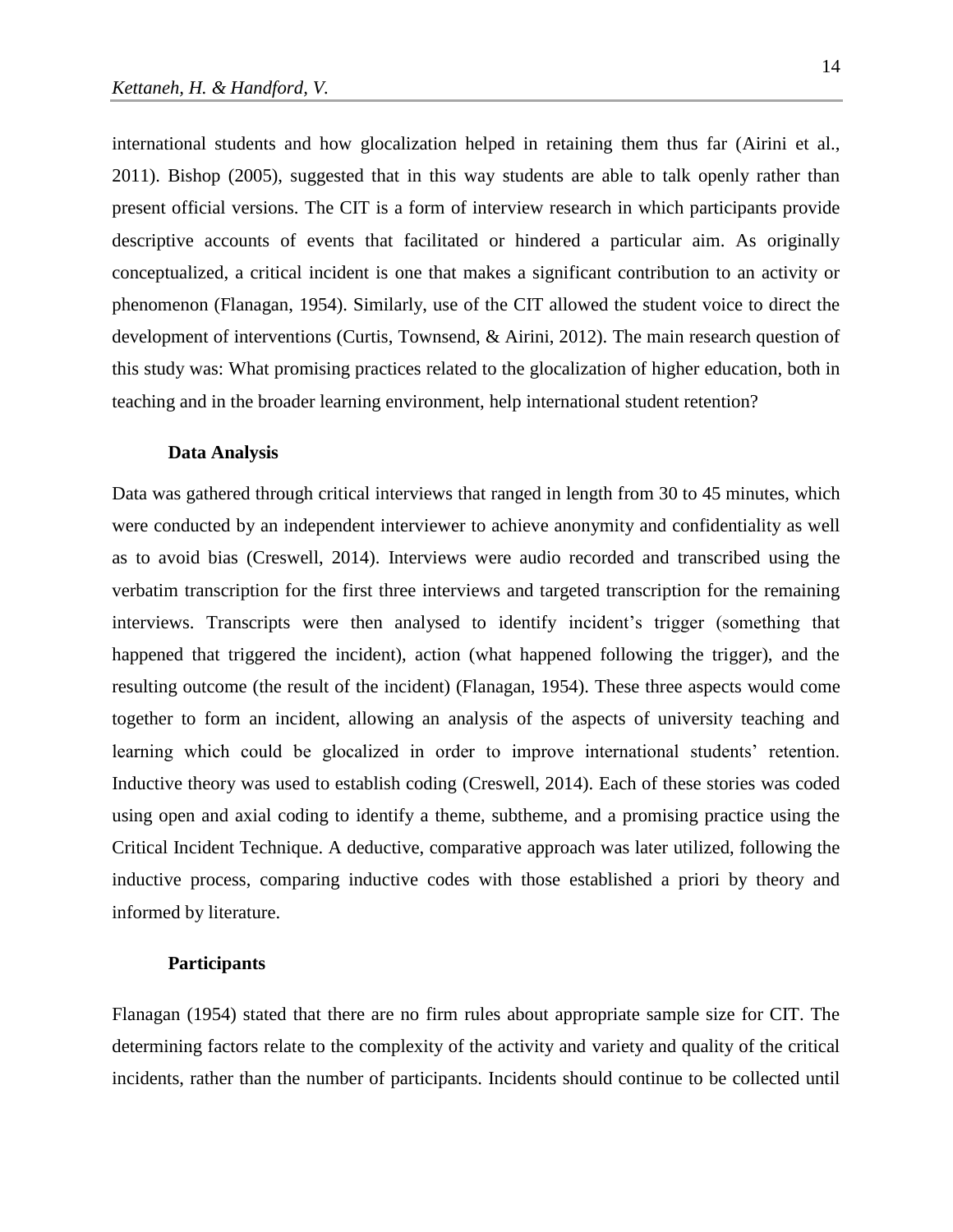international students and how glocalization helped in retaining them thus far (Airini et al., 2011). Bishop (2005), suggested that in this way students are able to talk openly rather than present official versions. The CIT is a form of interview research in which participants provide descriptive accounts of events that facilitated or hindered a particular aim. As originally conceptualized, a critical incident is one that makes a significant contribution to an activity or phenomenon (Flanagan, 1954). Similarly, use of the CIT allowed the student voice to direct the development of interventions (Curtis, Townsend, & Airini, 2012). The main research question of this study was: What promising practices related to the glocalization of higher education, both in teaching and in the broader learning environment, help international student retention?

### Data Analysis

Data was gathered through critical interviews that ranged in length from 30 to 45 minutes, which were conducted by an independent interviewer to achieve anonymity and confidentiality as well as to avoid bias (Creswell, 2014). Interviews were audio recorded and transcribed using the verbatim transcription for the first three interviews and targeted transcription for the remaining interviews. Transcripts were then analysed to identify incident's trigger (something that happened that triggered the incident), action (what happened following the trigger), and the resulting outcome (the result of the incident) (Flanagan, 1954). These three aspects would come together to form an incident, allowing an analysis of the aspects of university teaching and learning which could be glocalized in order to improve international students' retention. Inductive theory was used to establish coding (Creswell, 2014). Each of these stories was coded using open and axial coding to identify a theme, subtheme, and a promising practice using the Critical Incident Technique. A deductive, comparative approach was later utilized, following the inductive process, comparing inductive codes with those established a priori by theory and informed by literature.

### Participants

Flanagan (1954) stated that there are no firm rules about appropriate sample size for CIT. The determining factors relate to the complexity of the activity and variety and quality of the critical incidents, rather than the number of participants. Incidents should continue to be collected until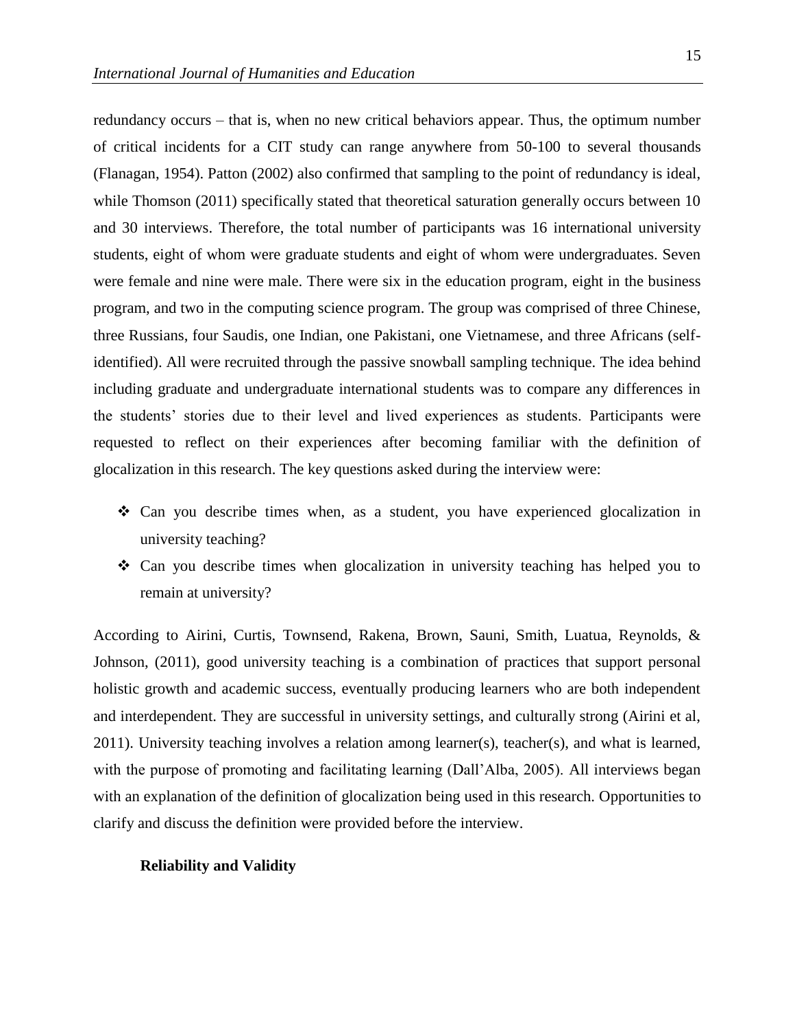redundancy occurs – that is, when no new critical behaviors appear. Thus, the optimum number of critical incidents for a CIT study can range anywhere from 50-100 to several thousands (Flanagan, 1954). Patton (2002) also confirmed that sampling to the point of redundancy is ideal, while Thomson (2011) specifically stated that theoretical saturation generally occurs between 10 and 30 interviews. Therefore, the total number of participants was 16 international university students, eight of whom were graduate students and eight of whom were undergraduates. Seven were female and nine were male. There were six in the education program, eight in the business program, and two in the computing science program. The group was comprised of three Chinese, three Russians, four Saudis, one Indian, one Pakistani, one Vietnamese, and three Africans (self-identified). All were recruited through the passive snowball sampling technique. The idea behind including graduate and undergraduate international students was to compare any differences in the students' stories due to their level and lived experiences as students. Participants were requested to reflect on their experiences after becoming familiar with the definition of glocalization in this research. The key questions asked during the interview were:

- Can you describe times when, as a student, you have experienced glocalization in university teaching?
- Can you describe times when glocalization in university teaching has helped you to remain at university?

According to Airini, Curtis, Townsend, Rakena, Brown, Sauni, Smith, Luatua, Reynolds, & Johnson, (2011), good university teaching is a combination of practices that support personal holistic growth and academic success, eventually producing learners who are both independent and interdependent. They are successful in university settings, and culturally strong (Airini et al, 2011). University teaching involves a relation among learner(s), teacher(s), and what is learned, with the purpose of promoting and facilitating learning (Dall'Alba, 2005). All interviews began with an explanation of the definition of glocalization being used in this research. Opportunities to clarify and discuss the definition were provided before the interview.

### Reliability and Validity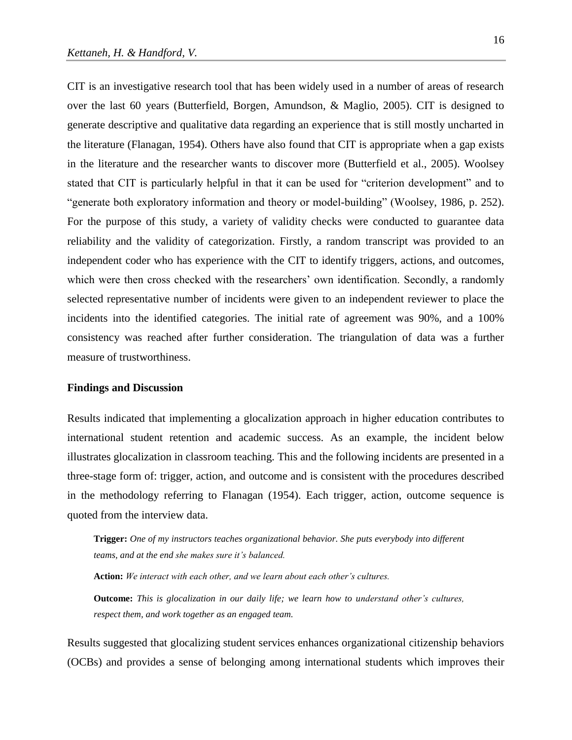CIT is an investigative research tool that has been widely used in a number of areas of research over the last 60 years (Butterfield, Borgen, Amundson, & Maglio, 2005). CIT is designed to generate descriptive and qualitative data regarding an experience that is still mostly uncharted in the literature (Flanagan, 1954). Others have also found that CIT is appropriate when a gap exists in the literature and the researcher wants to discover more (Butterfield et al., 2005). Woolsey stated that CIT is particularly helpful in that it can be used for "criterion development" and to "generate both exploratory information and theory or model-building" (Woolsey, 1986, p. 252). For the purpose of this study, a variety of validity checks were conducted to guarantee data reliability and the validity of categorization. Firstly, a random transcript was provided to an independent coder who has experience with the CIT to identify triggers, actions, and outcomes, which were then cross checked with the researchers' own identification. Secondly, a randomly selected representative number of incidents were given to an independent reviewer to place the incidents into the identified categories. The initial rate of agreement was 90%, and a 100% consistency was reached after further consideration. The triangulation of data was a further measure of trustworthiness.

## Findings and Discussion

Results indicated that implementing a glocalization approach in higher education contributes to international student retention and academic success. As an example, the incident below illustrates glocalization in classroom teaching. This and the following incidents are presented in a three-stage form of: trigger, action, and outcome and is consistent with the procedures described in the methodology referring to Flanagan (1954). Each trigger, action, outcome sequence is quoted from the interview data.

> **Trigger:** *One of my instructors teaches organizational behavior. She puts everybody into different teams, and at the end she makes sure it's balanced.*
>
> **Action:** *We interact with each other, and we learn about each other's cultures.*
>
> **Outcome:** *This is glocalization in our daily life; we learn how to understand other's cultures, respect them, and work together as an engaged team.*

Results suggested that glocalizing student services enhances organizational citizenship behaviors (OCBs) and provides a sense of belonging among international students which improves their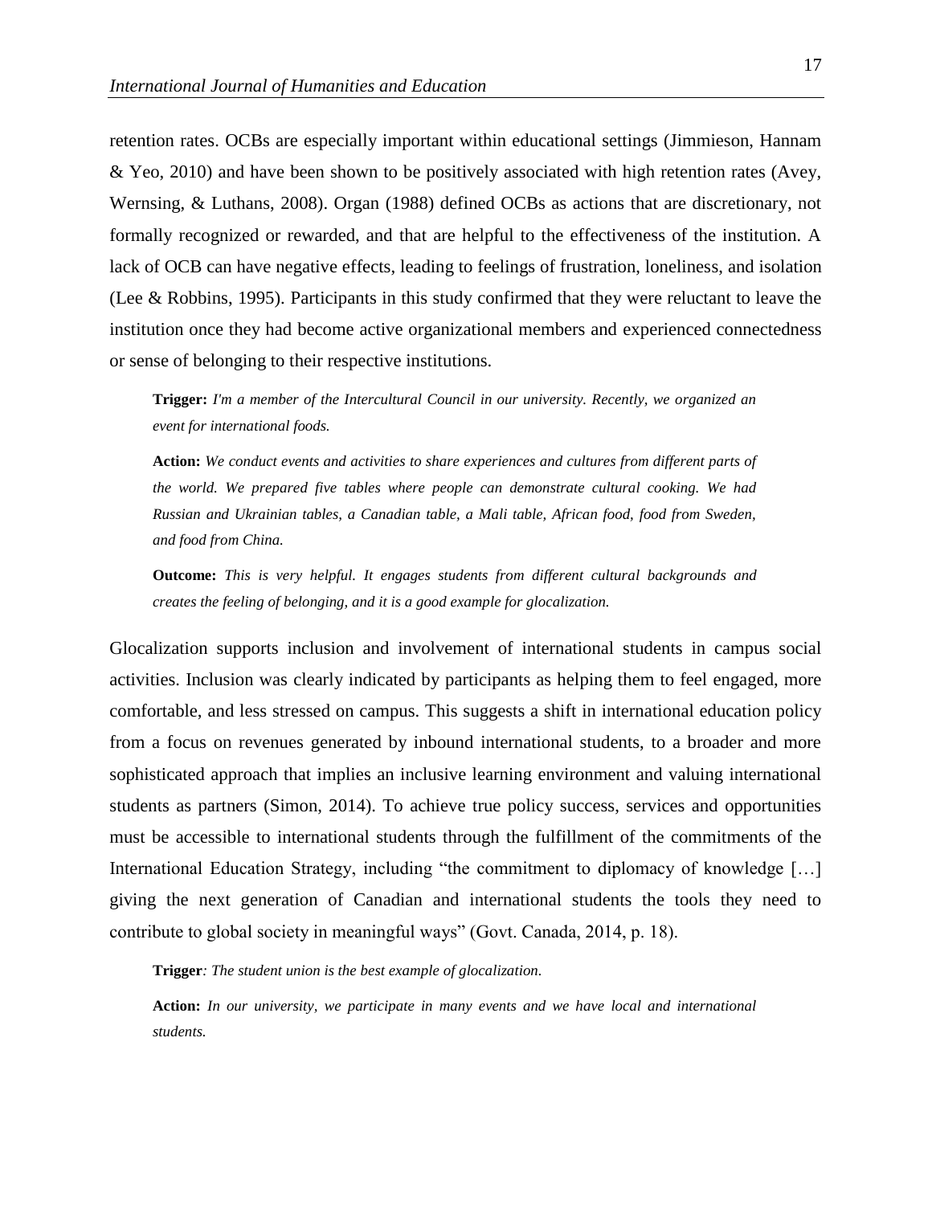retention rates. OCBs are especially important within educational settings (Jimmieson, Hannam & Yeo, 2010) and have been shown to be positively associated with high retention rates (Avey, Wernsing, & Luthans, 2008). Organ (1988) defined OCBs as actions that are discretionary, not formally recognized or rewarded, and that are helpful to the effectiveness of the institution. A lack of OCB can have negative effects, leading to feelings of frustration, loneliness, and isolation (Lee & Robbins, 1995). Participants in this study confirmed that they were reluctant to leave the institution once they had become active organizational members and experienced connectedness or sense of belonging to their respective institutions.

> **Trigger:** *I'm a member of the Intercultural Council in our university. Recently, we organized an event for international foods.*
>
> **Action:** *We conduct events and activities to share experiences and cultures from different parts of the world. We prepared five tables where people can demonstrate cultural cooking. We had Russian and Ukrainian tables, a Canadian table, a Mali table, African food, food from Sweden, and food from China.*
>
> **Outcome:** *This is very helpful. It engages students from different cultural backgrounds and creates the feeling of belonging, and it is a good example for glocalization.*

Glocalization supports inclusion and involvement of international students in campus social activities. Inclusion was clearly indicated by participants as helping them to feel engaged, more comfortable, and less stressed on campus. This suggests a shift in international education policy from a focus on revenues generated by inbound international students, to a broader and more sophisticated approach that implies an inclusive learning environment and valuing international students as partners (Simon, 2014). To achieve true policy success, services and opportunities must be accessible to international students through the fulfillment of the commitments of the International Education Strategy, including "the commitment to diplomacy of knowledge […] giving the next generation of Canadian and international students the tools they need to contribute to global society in meaningful ways" (Govt. Canada, 2014, p. 18).

> **Trigger***: The student union is the best example of glocalization.*
>
> **Action:** *In our university, we participate in many events and we have local and international students.*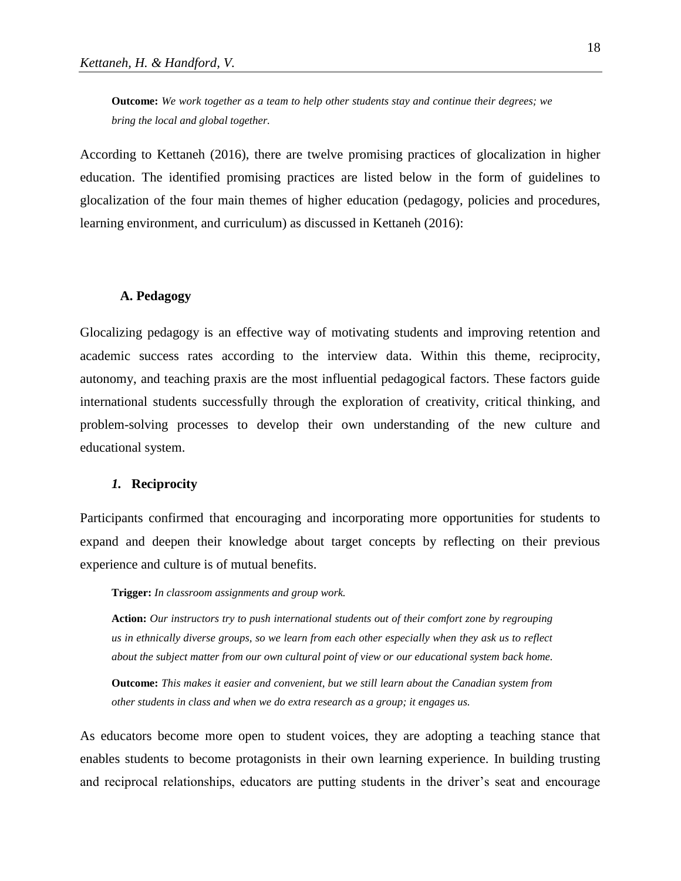**Outcome:** *We work together as a team to help other students stay and continue their degrees; we bring the local and global together.*

According to Kettaneh (2016), there are twelve promising practices of glocalization in higher education. The identified promising practices are listed below in the form of guidelines to glocalization of the four main themes of higher education (pedagogy, policies and procedures, learning environment, and curriculum) as discussed in Kettaneh (2016):

### A. Pedagogy

Glocalizing pedagogy is an effective way of motivating students and improving retention and academic success rates according to the interview data. Within this theme, reciprocity, autonomy, and teaching praxis are the most influential pedagogical factors. These factors guide international students successfully through the exploration of creativity, critical thinking, and problem-solving processes to develop their own understanding of the new culture and educational system.

#### *1.* Reciprocity

Participants confirmed that encouraging and incorporating more opportunities for students to expand and deepen their knowledge about target concepts by reflecting on their previous experience and culture is of mutual benefits.

**Trigger:** *In classroom assignments and group work.*

**Action:** *Our instructors try to push international students out of their comfort zone by regrouping us in ethnically diverse groups, so we learn from each other especially when they ask us to reflect about the subject matter from our own cultural point of view or our educational system back home.*

**Outcome:** *This makes it easier and convenient, but we still learn about the Canadian system from other students in class and when we do extra research as a group; it engages us.*

As educators become more open to student voices, they are adopting a teaching stance that enables students to become protagonists in their own learning experience. In building trusting and reciprocal relationships, educators are putting students in the driver's seat and encourage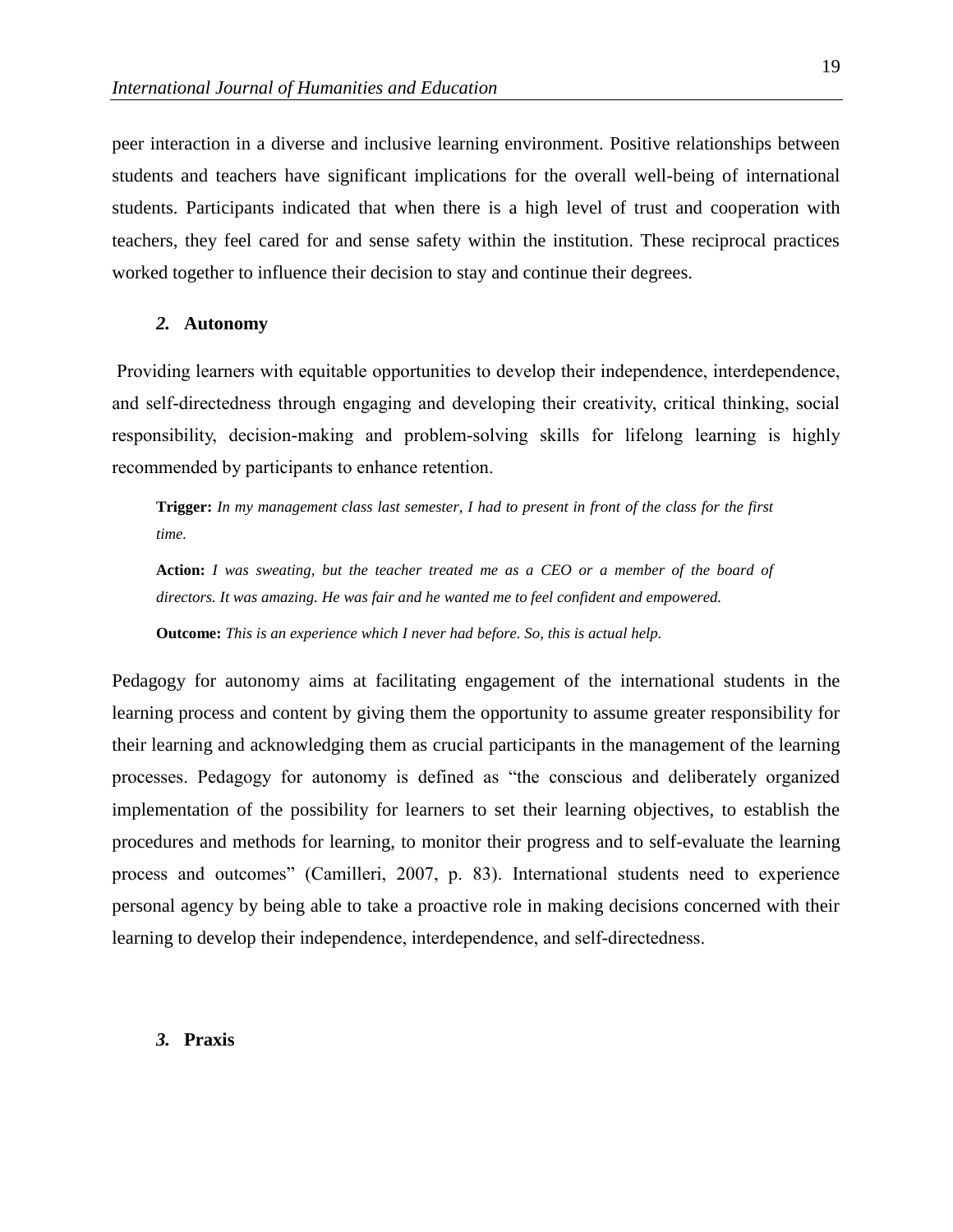peer interaction in a diverse and inclusive learning environment. Positive relationships between students and teachers have significant implications for the overall well-being of international students. Participants indicated that when there is a high level of trust and cooperation with teachers, they feel cared for and sense safety within the institution. These reciprocal practices worked together to influence their decision to stay and continue their degrees.

### *2.* Autonomy

Providing learners with equitable opportunities to develop their independence, interdependence, and self-directedness through engaging and developing their creativity, critical thinking, social responsibility, decision-making and problem-solving skills for lifelong learning is highly recommended by participants to enhance retention.

> **Trigger:** *In my management class last semester, I had to present in front of the class for the first time.*
>
> **Action:** *I was sweating, but the teacher treated me as a CEO or a member of the board of directors. It was amazing. He was fair and he wanted me to feel confident and empowered.*
>
> **Outcome:** *This is an experience which I never had before. So, this is actual help.*

Pedagogy for autonomy aims at facilitating engagement of the international students in the learning process and content by giving them the opportunity to assume greater responsibility for their learning and acknowledging them as crucial participants in the management of the learning processes. Pedagogy for autonomy is defined as "the conscious and deliberately organized implementation of the possibility for learners to set their learning objectives, to establish the procedures and methods for learning, to monitor their progress and to self-evaluate the learning process and outcomes" (Camilleri, 2007, p. 83). International students need to experience personal agency by being able to take a proactive role in making decisions concerned with their learning to develop their independence, interdependence, and self-directedness.

### *3.* Praxis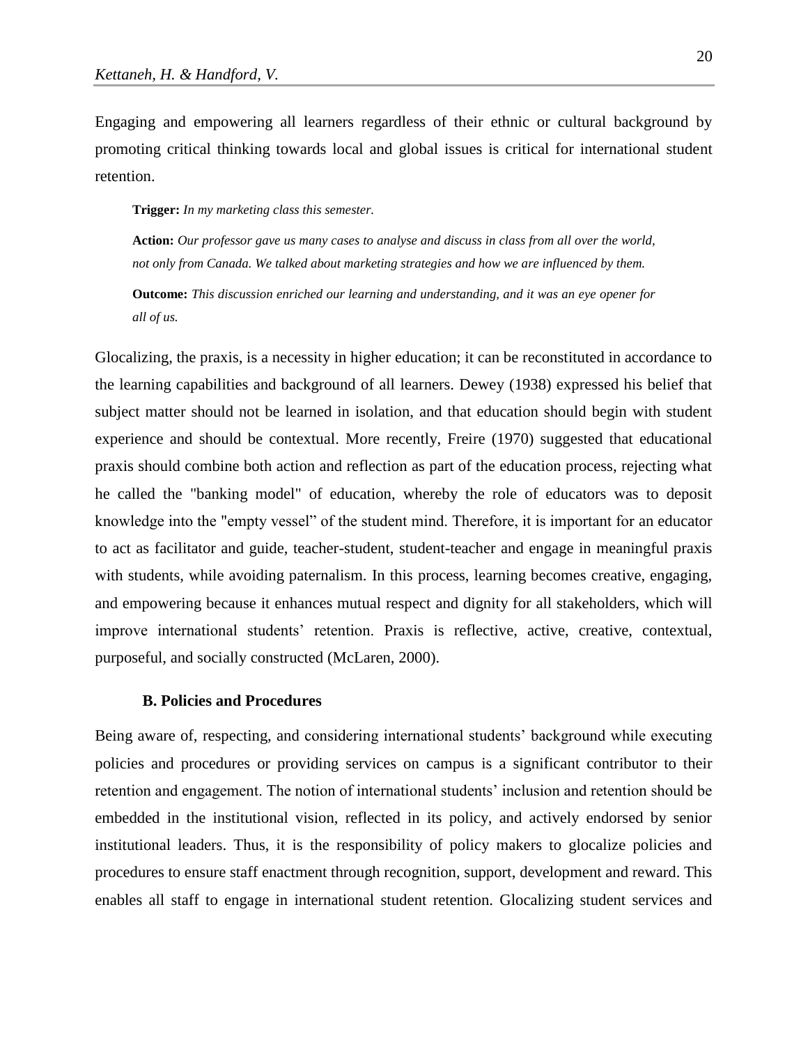Engaging and empowering all learners regardless of their ethnic or cultural background by promoting critical thinking towards local and global issues is critical for international student retention.

> **Trigger:** *In my marketing class this semester.*
>
> **Action:** *Our professor gave us many cases to analyse and discuss in class from all over the world, not only from Canada. We talked about marketing strategies and how we are influenced by them.*
>
> **Outcome:** *This discussion enriched our learning and understanding, and it was an eye opener for all of us.*

Glocalizing, the praxis, is a necessity in higher education; it can be reconstituted in accordance to the learning capabilities and background of all learners. Dewey (1938) expressed his belief that subject matter should not be learned in isolation, and that education should begin with student experience and should be contextual. More recently, Freire (1970) suggested that educational praxis should combine both action and reflection as part of the education process, rejecting what he called the "banking model" of education, whereby the role of educators was to deposit knowledge into the "empty vessel" of the student mind. Therefore, it is important for an educator to act as facilitator and guide, teacher-student, student-teacher and engage in meaningful praxis with students, while avoiding paternalism. In this process, learning becomes creative, engaging, and empowering because it enhances mutual respect and dignity for all stakeholders, which will improve international students' retention. Praxis is reflective, active, creative, contextual, purposeful, and socially constructed (McLaren, 2000).

### B. Policies and Procedures

Being aware of, respecting, and considering international students' background while executing policies and procedures or providing services on campus is a significant contributor to their retention and engagement. The notion of international students' inclusion and retention should be embedded in the institutional vision, reflected in its policy, and actively endorsed by senior institutional leaders. Thus, it is the responsibility of policy makers to glocalize policies and procedures to ensure staff enactment through recognition, support, development and reward. This enables all staff to engage in international student retention. Glocalizing student services and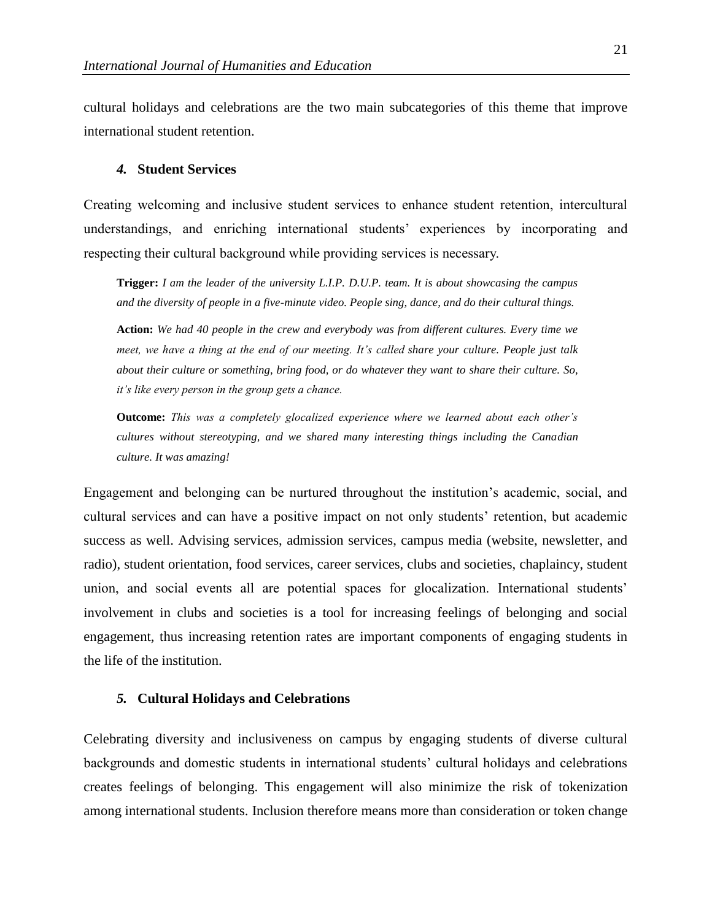cultural holidays and celebrations are the two main subcategories of this theme that improve international student retention.

### *4.* Student Services

Creating welcoming and inclusive student services to enhance student retention, intercultural understandings, and enriching international students' experiences by incorporating and respecting their cultural background while providing services is necessary.

> **Trigger:** *I am the leader of the university L.I.P. D.U.P. team. It is about showcasing the campus and the diversity of people in a five-minute video. People sing, dance, and do their cultural things.*
>
> **Action:** *We had 40 people in the crew and everybody was from different cultures. Every time we meet, we have a thing at the end of our meeting. It's called* share your culture. *People just talk about their culture or something, bring food, or do whatever they want to share their culture. So, it's like every person in the group gets a chance.*
>
> **Outcome:** *This was a completely glocalized experience where we learned about each other's cultures without stereotyping, and we shared many interesting things including the Canadian culture. It was amazing!*

Engagement and belonging can be nurtured throughout the institution's academic, social, and cultural services and can have a positive impact on not only students' retention, but academic success as well. Advising services, admission services, campus media (website, newsletter, and radio), student orientation, food services, career services, clubs and societies, chaplaincy, student union, and social events all are potential spaces for glocalization. International students' involvement in clubs and societies is a tool for increasing feelings of belonging and social engagement, thus increasing retention rates are important components of engaging students in the life of the institution.

### *5.* Cultural Holidays and Celebrations

Celebrating diversity and inclusiveness on campus by engaging students of diverse cultural backgrounds and domestic students in international students' cultural holidays and celebrations creates feelings of belonging. This engagement will also minimize the risk of tokenization among international students. Inclusion therefore means more than consideration or token change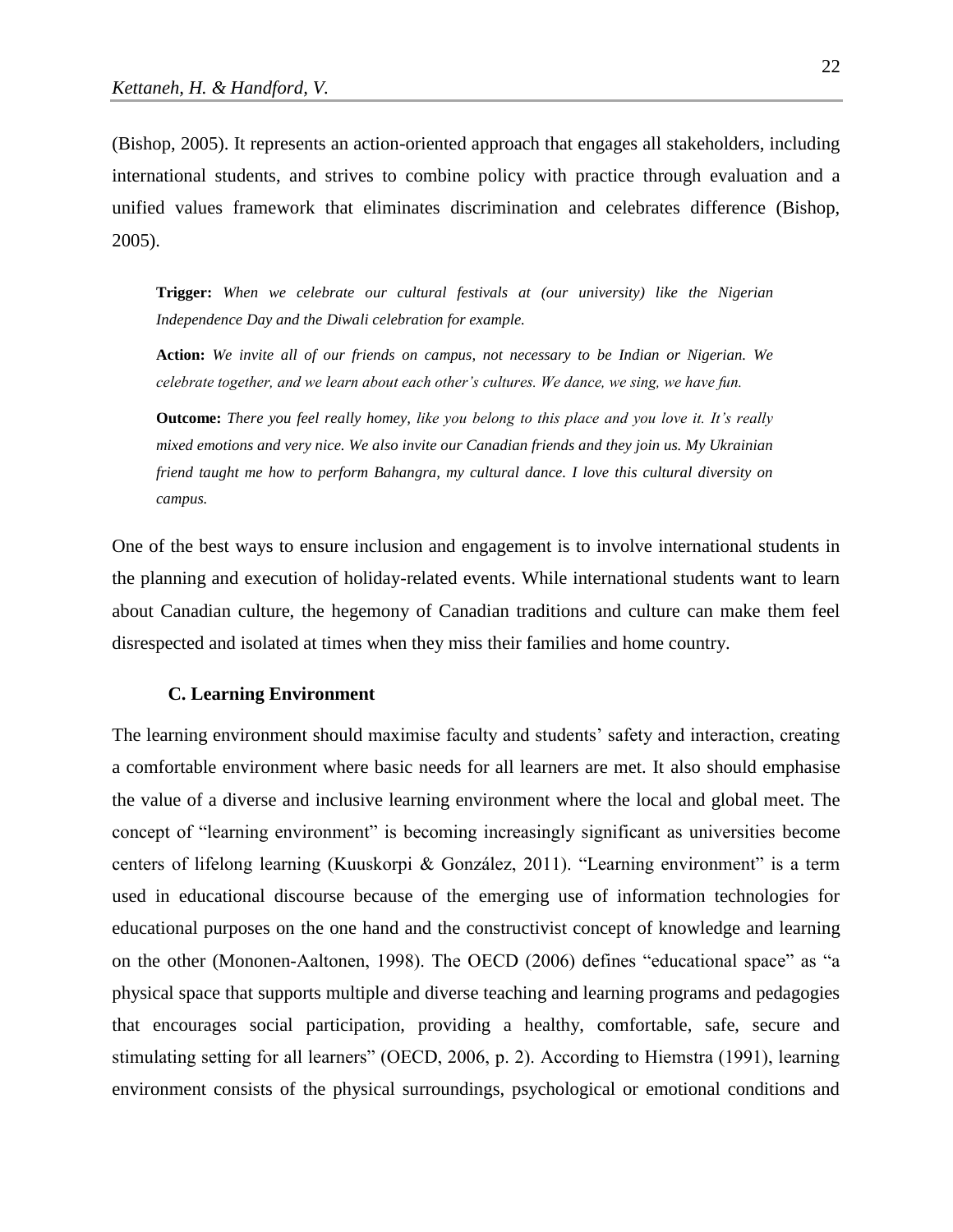(Bishop, 2005). It represents an action-oriented approach that engages all stakeholders, including international students, and strives to combine policy with practice through evaluation and a unified values framework that eliminates discrimination and celebrates difference (Bishop, 2005).

> **Trigger:** *When we celebrate our cultural festivals at (our university) like the Nigerian Independence Day and the Diwali celebration for example.*
>
> **Action:** *We invite all of our friends on campus, not necessary to be Indian or Nigerian. We celebrate together, and we learn about each other's cultures. We dance, we sing, we have fun.*
>
> **Outcome:** *There you feel really homey, like you belong to this place and you love it. It's really mixed emotions and very nice. We also invite our Canadian friends and they join us. My Ukrainian friend taught me how to perform Bahangra, my cultural dance. I love this cultural diversity on campus.*

One of the best ways to ensure inclusion and engagement is to involve international students in the planning and execution of holiday-related events. While international students want to learn about Canadian culture, the hegemony of Canadian traditions and culture can make them feel disrespected and isolated at times when they miss their families and home country.

### C. Learning Environment

The learning environment should maximise faculty and students' safety and interaction, creating a comfortable environment where basic needs for all learners are met. It also should emphasise the value of a diverse and inclusive learning environment where the local and global meet. The concept of "learning environment" is becoming increasingly significant as universities become centers of lifelong learning (Kuuskorpi & González, 2011). "Learning environment" is a term used in educational discourse because of the emerging use of information technologies for educational purposes on the one hand and the constructivist concept of knowledge and learning on the other (Mononen-Aaltonen, 1998). The OECD (2006) defines "educational space" as "a physical space that supports multiple and diverse teaching and learning programs and pedagogies that encourages social participation, providing a healthy, comfortable, safe, secure and stimulating setting for all learners" (OECD, 2006, p. 2). According to Hiemstra (1991), learning environment consists of the physical surroundings, psychological or emotional conditions and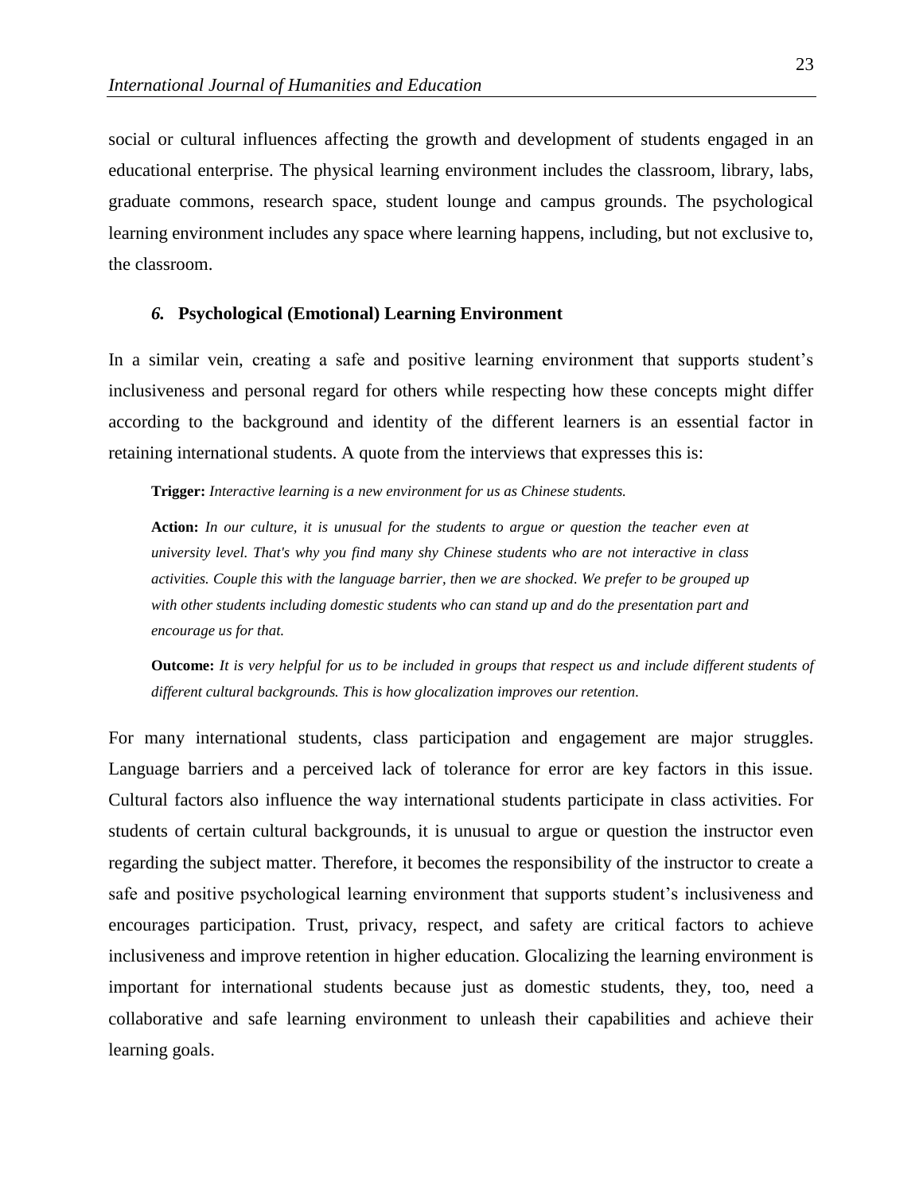social or cultural influences affecting the growth and development of students engaged in an educational enterprise. The physical learning environment includes the classroom, library, labs, graduate commons, research space, student lounge and campus grounds. The psychological learning environment includes any space where learning happens, including, but not exclusive to, the classroom.

### *6.* Psychological (Emotional) Learning Environment

In a similar vein, creating a safe and positive learning environment that supports student's inclusiveness and personal regard for others while respecting how these concepts might differ according to the background and identity of the different learners is an essential factor in retaining international students. A quote from the interviews that expresses this is:

> **Trigger:** *Interactive learning is a new environment for us as Chinese students.*
>
> **Action:** *In our culture, it is unusual for the students to argue or question the teacher even at university level. That's why you find many shy Chinese students who are not interactive in class activities. Couple this with the language barrier, then we are shocked. We prefer to be grouped up with other students including domestic students who can stand up and do the presentation part and encourage us for that.*
>
> **Outcome:** *It is very helpful for us to be included in groups that respect us and include different students of different cultural backgrounds. This is how glocalization improves our retention.*

For many international students, class participation and engagement are major struggles. Language barriers and a perceived lack of tolerance for error are key factors in this issue. Cultural factors also influence the way international students participate in class activities. For students of certain cultural backgrounds, it is unusual to argue or question the instructor even regarding the subject matter. Therefore, it becomes the responsibility of the instructor to create a safe and positive psychological learning environment that supports student's inclusiveness and encourages participation. Trust, privacy, respect, and safety are critical factors to achieve inclusiveness and improve retention in higher education. Glocalizing the learning environment is important for international students because just as domestic students, they, too, need a collaborative and safe learning environment to unleash their capabilities and achieve their learning goals.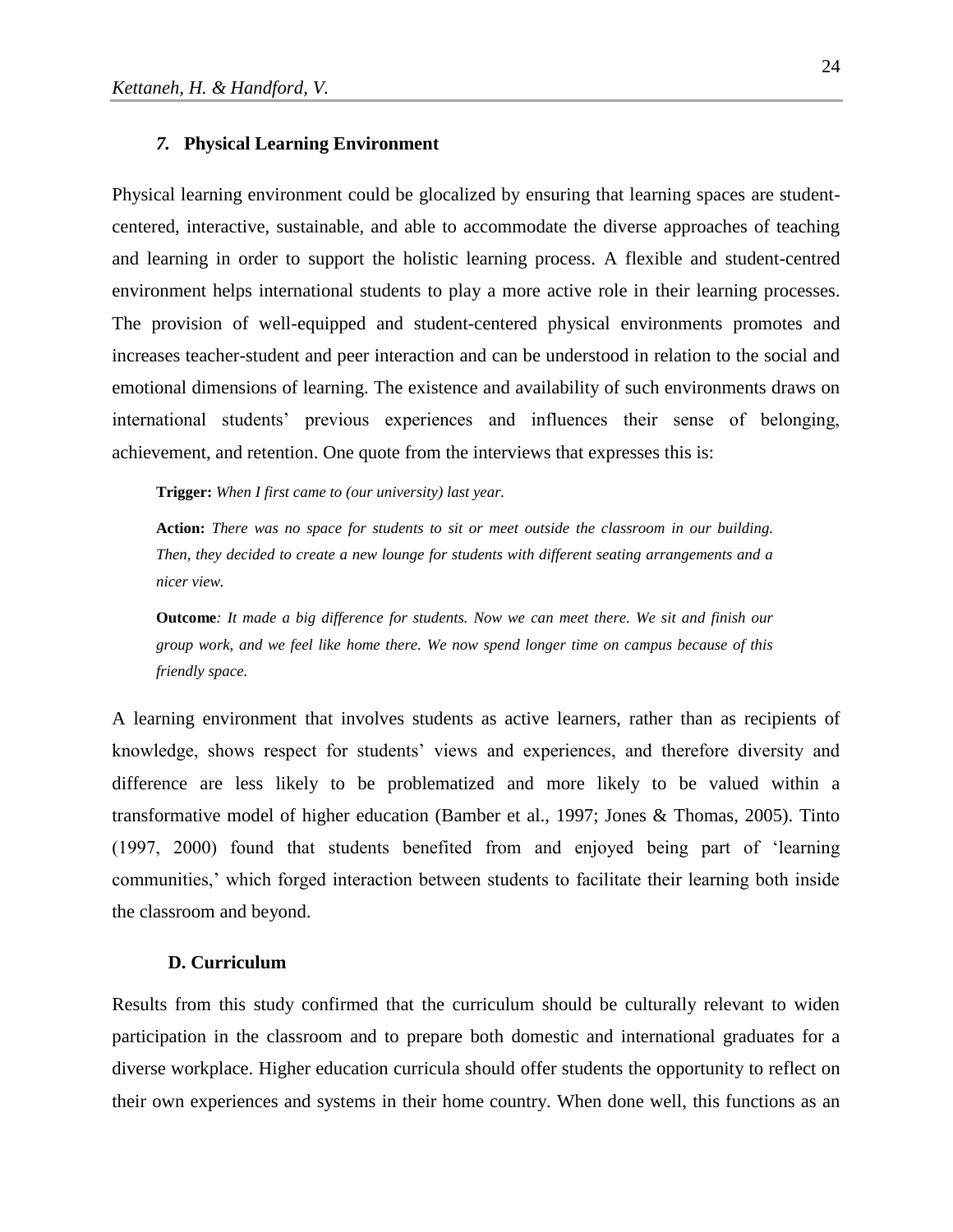### *7.* Physical Learning Environment

Physical learning environment could be glocalized by ensuring that learning spaces are student-centered, interactive, sustainable, and able to accommodate the diverse approaches of teaching and learning in order to support the holistic learning process. A flexible and student-centred environment helps international students to play a more active role in their learning processes. The provision of well-equipped and student-centered physical environments promotes and increases teacher-student and peer interaction and can be understood in relation to the social and emotional dimensions of learning. The existence and availability of such environments draws on international students' previous experiences and influences their sense of belonging, achievement, and retention. One quote from the interviews that expresses this is:

> **Trigger:** *When I first came to (our university) last year.*
>
> **Action:** *There was no space for students to sit or meet outside the classroom in our building. Then, they decided to create a new lounge for students with different seating arrangements and a nicer view.*
>
> **Outcome***: It made a big difference for students. Now we can meet there. We sit and finish our group work, and we feel like home there. We now spend longer time on campus because of this friendly space.*

A learning environment that involves students as active learners, rather than as recipients of knowledge, shows respect for students' views and experiences, and therefore diversity and difference are less likely to be problematized and more likely to be valued within a transformative model of higher education (Bamber et al., 1997; Jones & Thomas, 2005). Tinto (1997, 2000) found that students benefited from and enjoyed being part of 'learning communities,' which forged interaction between students to facilitate their learning both inside the classroom and beyond.

## D. Curriculum

Results from this study confirmed that the curriculum should be culturally relevant to widen participation in the classroom and to prepare both domestic and international graduates for a diverse workplace. Higher education curricula should offer students the opportunity to reflect on their own experiences and systems in their home country. When done well, this functions as an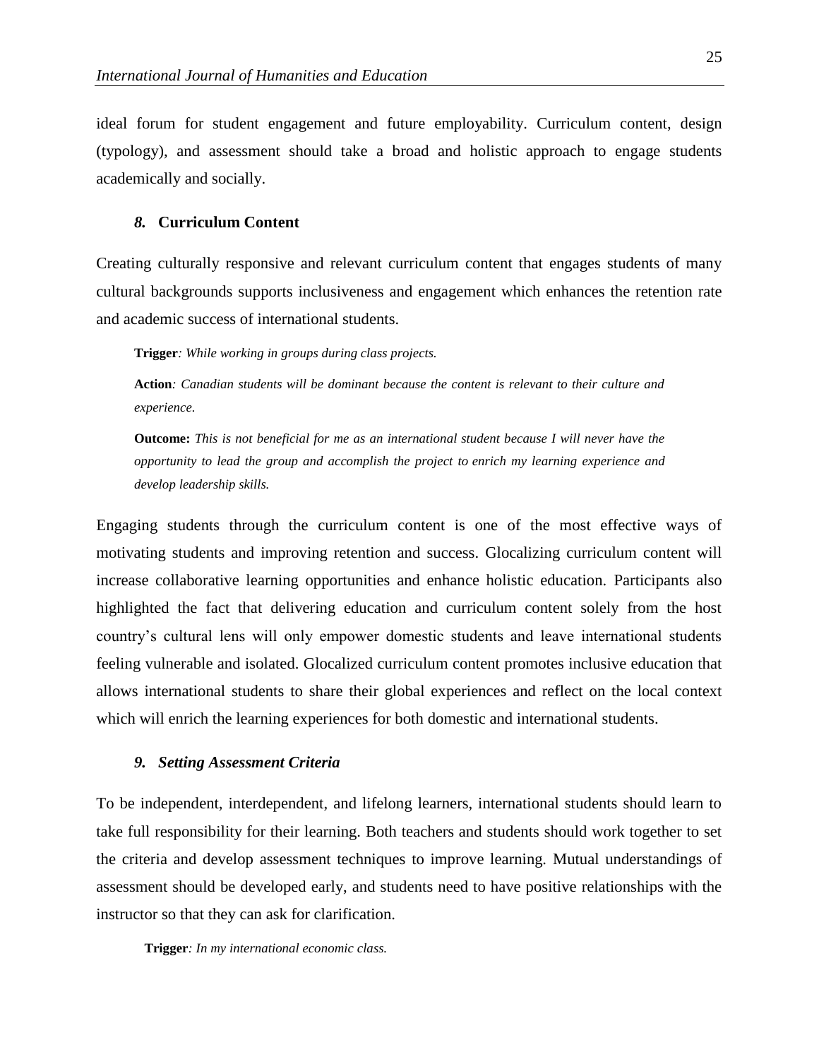ideal forum for student engagement and future employability. Curriculum content, design (typology), and assessment should take a broad and holistic approach to engage students academically and socially.

### *8.* **Curriculum Content**

Creating culturally responsive and relevant curriculum content that engages students of many cultural backgrounds supports inclusiveness and engagement which enhances the retention rate and academic success of international students.

> **Trigger***: While working in groups during class projects.*
>
> **Action***: Canadian students will be dominant because the content is relevant to their culture and experience.*
>
> **Outcome:** *This is not beneficial for me as an international student because I will never have the opportunity to lead the group and accomplish the project to enrich my learning experience and develop leadership skills.*

Engaging students through the curriculum content is one of the most effective ways of motivating students and improving retention and success. Glocalizing curriculum content will increase collaborative learning opportunities and enhance holistic education. Participants also highlighted the fact that delivering education and curriculum content solely from the host country's cultural lens will only empower domestic students and leave international students feeling vulnerable and isolated. Glocalized curriculum content promotes inclusive education that allows international students to share their global experiences and reflect on the local context which will enrich the learning experiences for both domestic and international students.

### ***9. Setting Assessment Criteria***

To be independent, interdependent, and lifelong learners, international students should learn to take full responsibility for their learning. Both teachers and students should work together to set the criteria and develop assessment techniques to improve learning. Mutual understandings of assessment should be developed early, and students need to have positive relationships with the instructor so that they can ask for clarification.

> **Trigger***: In my international economic class.*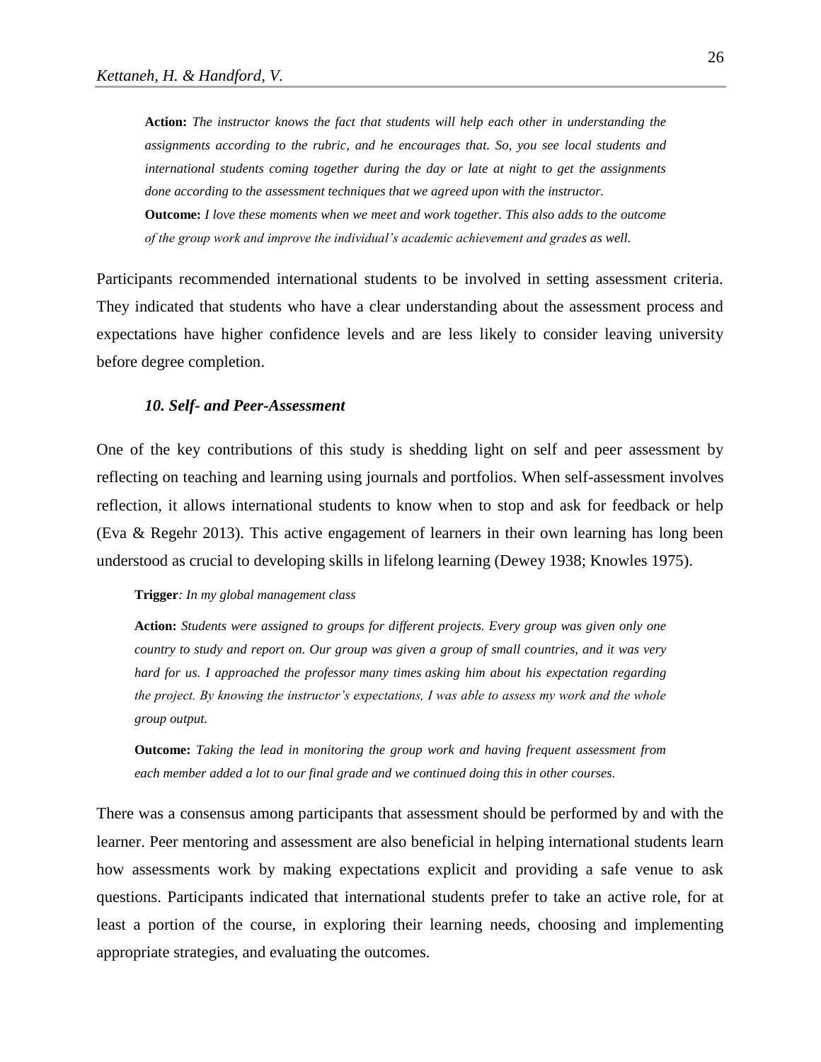**Action:** *The instructor knows the fact that students will help each other in understanding the assignments according to the rubric, and he encourages that. So, you see local students and international students coming together during the day or late at night to get the assignments done according to the assessment techniques that we agreed upon with the instructor.*

**Outcome:** *I love these moments when we meet and work together. This also adds to the outcome of the group work and improve the individual's academic achievement and grades as well.*

Participants recommended international students to be involved in setting assessment criteria. They indicated that students who have a clear understanding about the assessment process and expectations have higher confidence levels and are less likely to consider leaving university before degree completion.

### *10. Self- and Peer-Assessment*

One of the key contributions of this study is shedding light on self and peer assessment by reflecting on teaching and learning using journals and portfolios. When self-assessment involves reflection, it allows international students to know when to stop and ask for feedback or help (Eva & Regehr 2013). This active engagement of learners in their own learning has long been understood as crucial to developing skills in lifelong learning (Dewey 1938; Knowles 1975).

**Trigger***: In my global management class*

**Action:** *Students were assigned to groups for different projects. Every group was given only one country to study and report on. Our group was given a group of small countries, and it was very hard for us. I approached the professor many times asking him about his expectation regarding the project. By knowing the instructor's expectations, I was able to assess my work and the whole group output.*

**Outcome:** *Taking the lead in monitoring the group work and having frequent assessment from each member added a lot to our final grade and we continued doing this in other courses.*

There was a consensus among participants that assessment should be performed by and with the learner. Peer mentoring and assessment are also beneficial in helping international students learn how assessments work by making expectations explicit and providing a safe venue to ask questions. Participants indicated that international students prefer to take an active role, for at least a portion of the course, in exploring their learning needs, choosing and implementing appropriate strategies, and evaluating the outcomes.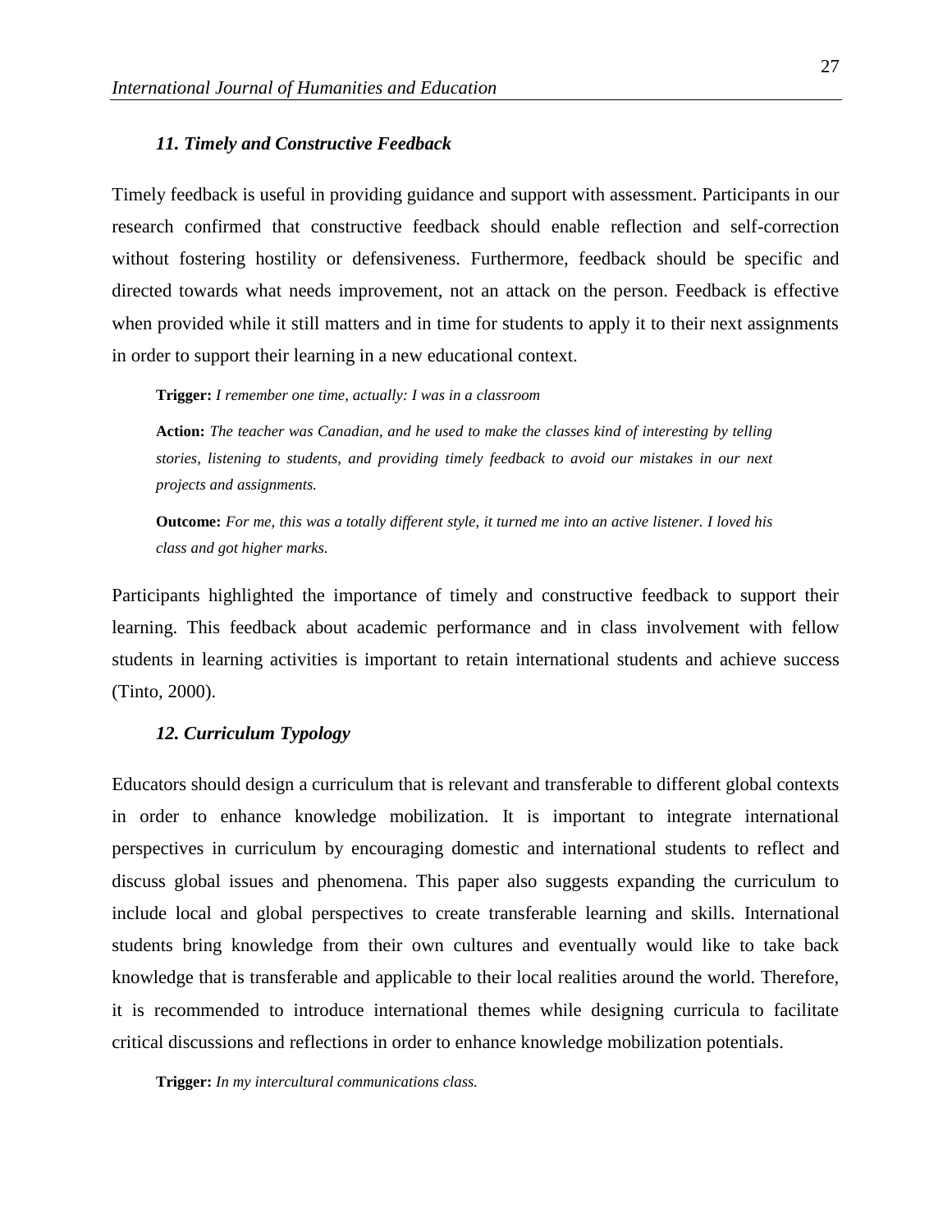### *11. Timely and Constructive Feedback*

Timely feedback is useful in providing guidance and support with assessment. Participants in our research confirmed that constructive feedback should enable reflection and self-correction without fostering hostility or defensiveness. Furthermore, feedback should be specific and directed towards what needs improvement, not an attack on the person. Feedback is effective when provided while it still matters and in time for students to apply it to their next assignments in order to support their learning in a new educational context.

> **Trigger:** *I remember one time, actually: I was in a classroom*
>
> **Action:** *The teacher was Canadian, and he used to make the classes kind of interesting by telling stories, listening to students, and providing timely feedback to avoid our mistakes in our next projects and assignments.*
>
> **Outcome:** *For me, this was a totally different style, it turned me into an active listener. I loved his class and got higher marks.*

Participants highlighted the importance of timely and constructive feedback to support their learning. This feedback about academic performance and in class involvement with fellow students in learning activities is important to retain international students and achieve success (Tinto, 2000).

### *12. Curriculum Typology*

Educators should design a curriculum that is relevant and transferable to different global contexts in order to enhance knowledge mobilization. It is important to integrate international perspectives in curriculum by encouraging domestic and international students to reflect and discuss global issues and phenomena. This paper also suggests expanding the curriculum to include local and global perspectives to create transferable learning and skills. International students bring knowledge from their own cultures and eventually would like to take back knowledge that is transferable and applicable to their local realities around the world. Therefore, it is recommended to introduce international themes while designing curricula to facilitate critical discussions and reflections in order to enhance knowledge mobilization potentials.

> **Trigger:** *In my intercultural communications class.*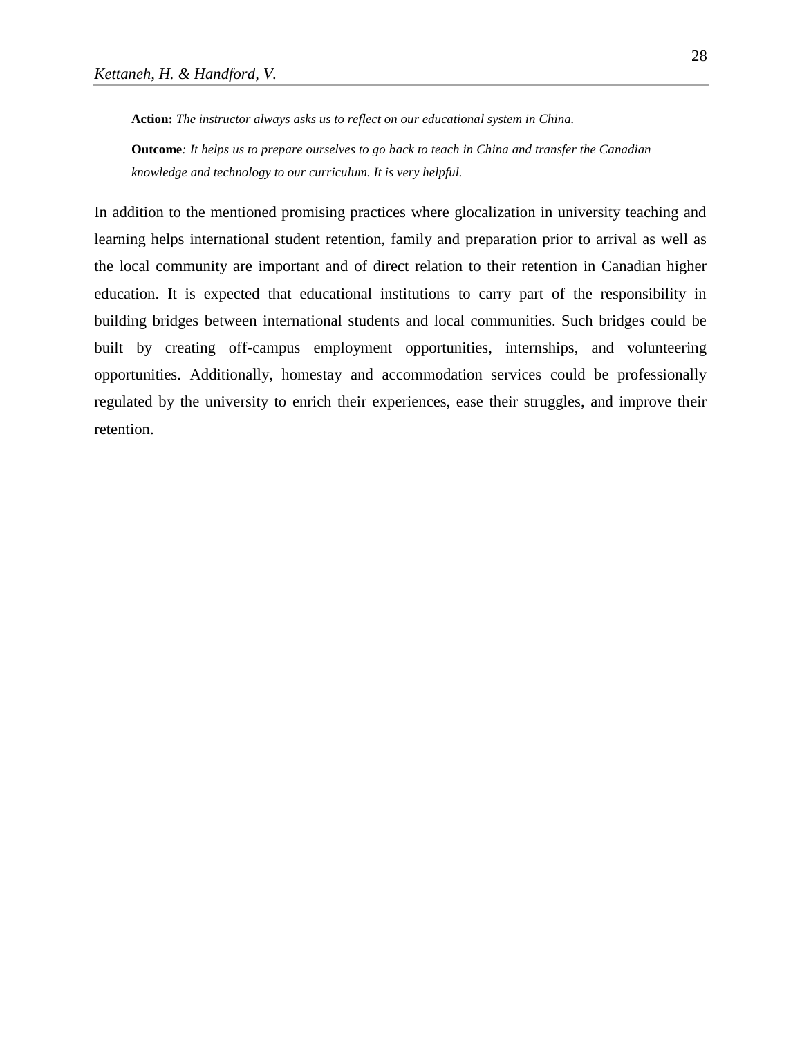> **Action:** *The instructor always asks us to reflect on our educational system in China.*
>
> **Outcome***: It helps us to prepare ourselves to go back to teach in China and transfer the Canadian knowledge and technology to our curriculum. It is very helpful.*

In addition to the mentioned promising practices where glocalization in university teaching and learning helps international student retention, family and preparation prior to arrival as well as the local community are important and of direct relation to their retention in Canadian higher education. It is expected that educational institutions to carry part of the responsibility in building bridges between international students and local communities. Such bridges could be built by creating off-campus employment opportunities, internships, and volunteering opportunities. Additionally, homestay and accommodation services could be professionally regulated by the university to enrich their experiences, ease their struggles, and improve their retention.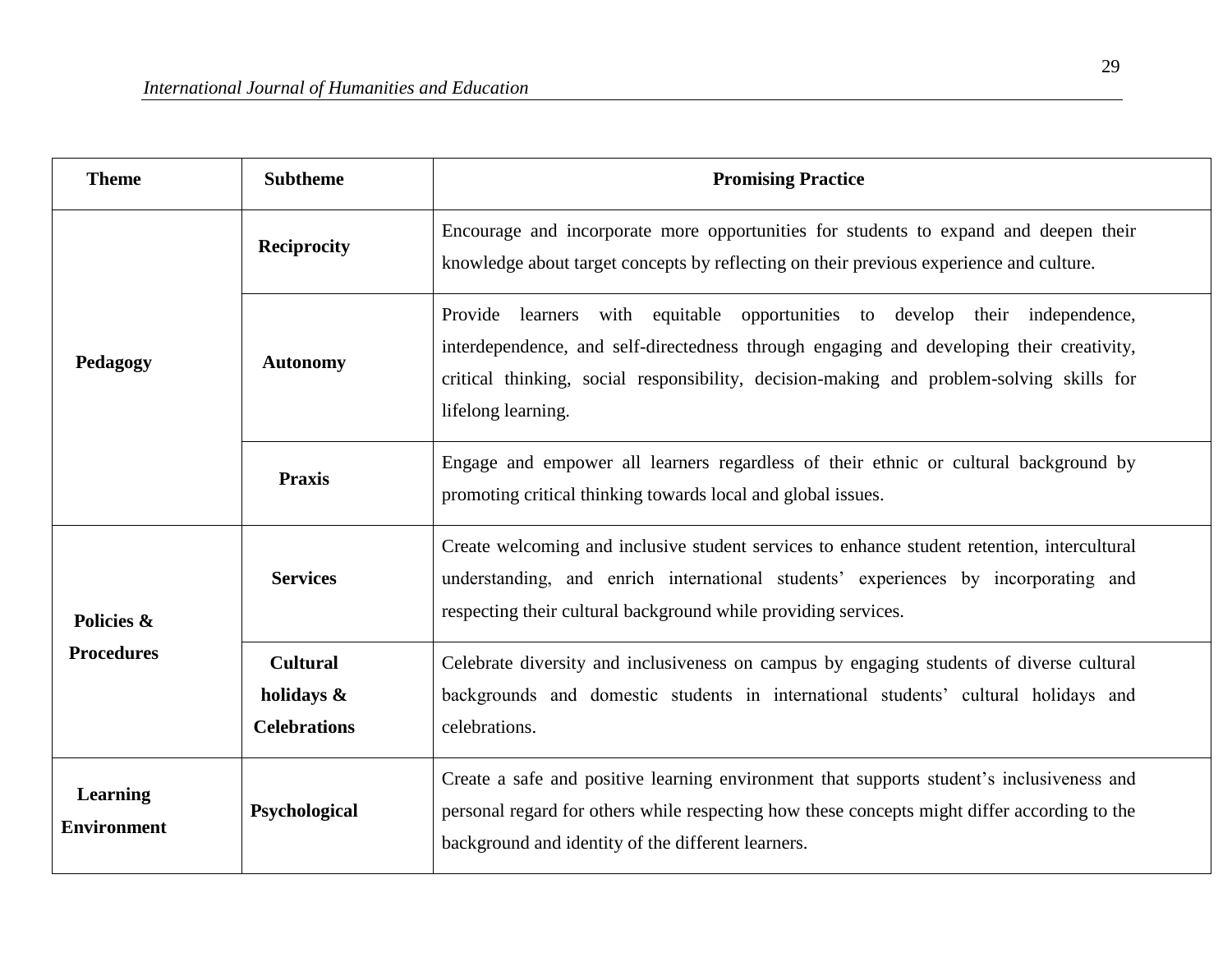| Theme | Subtheme | Promising Practice |
|---|---|---|
| **Pedagogy** | **Reciprocity** | Encourage and incorporate more opportunities for students to expand and deepen their knowledge about target concepts by reflecting on their previous experience and culture. |
| | **Autonomy** | Provide learners with equitable opportunities to develop their independence, interdependence, and self-directedness through engaging and developing their creativity, critical thinking, social responsibility, decision-making and problem-solving skills for lifelong learning. |
| | **Praxis** | Engage and empower all learners regardless of their ethnic or cultural background by promoting critical thinking towards local and global issues. |
| **Policies & Procedures** | **Services** | Create welcoming and inclusive student services to enhance student retention, intercultural understanding, and enrich international students' experiences by incorporating and respecting their cultural background while providing services. |
| | **Cultural holidays & Celebrations** | Celebrate diversity and inclusiveness on campus by engaging students of diverse cultural backgrounds and domestic students in international students' cultural holidays and celebrations. |
| **Learning Environment** | **Psychological** | Create a safe and positive learning environment that supports student's inclusiveness and personal regard for others while respecting how these concepts might differ according to the background and identity of the different learners. |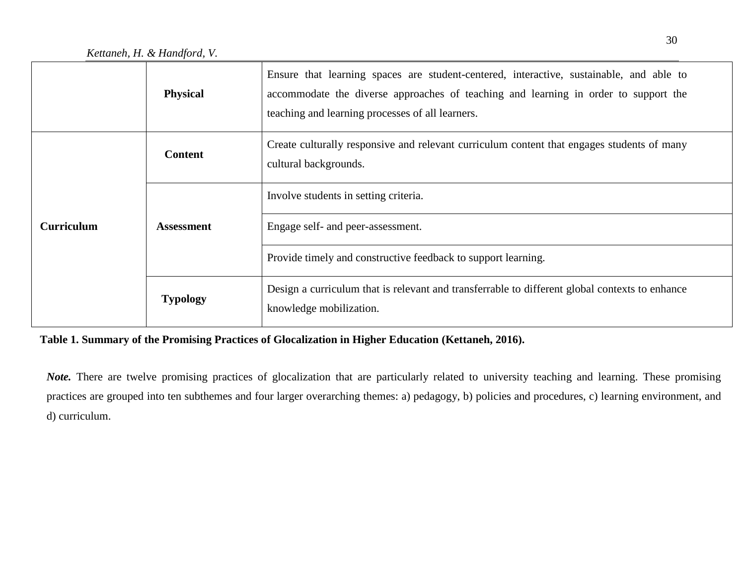|  |  |  |
|---|---|---|
|  | **Physical** | Ensure that learning spaces are student-centered, interactive, sustainable, and able to accommodate the diverse approaches of teaching and learning in order to support the teaching and learning processes of all learners. |
| **Curriculum** | **Content** | Create culturally responsive and relevant curriculum content that engages students of many cultural backgrounds. |
|  | **Assessment** | Involve students in setting criteria. |
|  |  | Engage self- and peer-assessment. |
|  |  | Provide timely and constructive feedback to support learning. |
|  | **Typology** | Design a curriculum that is relevant and transferrable to different global contexts to enhance knowledge mobilization. |

**Table 1. Summary of the Promising Practices of Glocalization in Higher Education (Kettaneh, 2016).**

***Note.*** There are twelve promising practices of glocalization that are particularly related to university teaching and learning. These promising practices are grouped into ten subthemes and four larger overarching themes: a) pedagogy, b) policies and procedures, c) learning environment, and d) curriculum.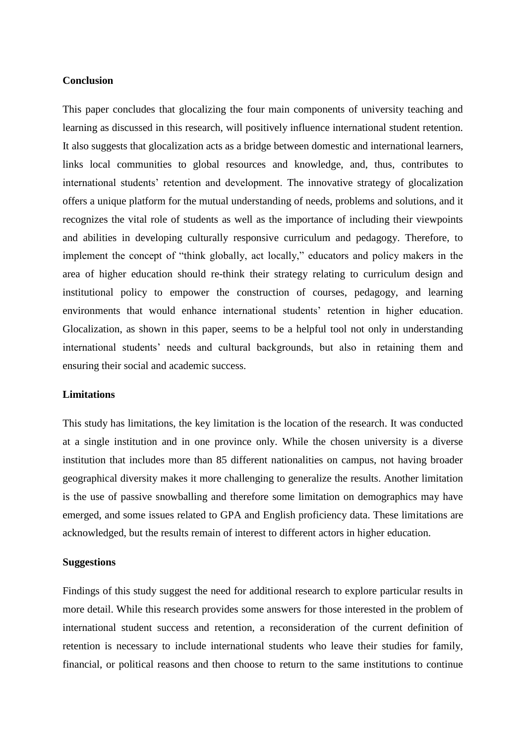## Conclusion

This paper concludes that glocalizing the four main components of university teaching and learning as discussed in this research, will positively influence international student retention. It also suggests that glocalization acts as a bridge between domestic and international learners, links local communities to global resources and knowledge, and, thus, contributes to international students' retention and development. The innovative strategy of glocalization offers a unique platform for the mutual understanding of needs, problems and solutions, and it recognizes the vital role of students as well as the importance of including their viewpoints and abilities in developing culturally responsive curriculum and pedagogy. Therefore, to implement the concept of "think globally, act locally," educators and policy makers in the area of higher education should re-think their strategy relating to curriculum design and institutional policy to empower the construction of courses, pedagogy, and learning environments that would enhance international students' retention in higher education. Glocalization, as shown in this paper, seems to be a helpful tool not only in understanding international students' needs and cultural backgrounds, but also in retaining them and ensuring their social and academic success.

## Limitations

This study has limitations, the key limitation is the location of the research. It was conducted at a single institution and in one province only. While the chosen university is a diverse institution that includes more than 85 different nationalities on campus, not having broader geographical diversity makes it more challenging to generalize the results. Another limitation is the use of passive snowballing and therefore some limitation on demographics may have emerged, and some issues related to GPA and English proficiency data. These limitations are acknowledged, but the results remain of interest to different actors in higher education.

## Suggestions

Findings of this study suggest the need for additional research to explore particular results in more detail. While this research provides some answers for those interested in the problem of international student success and retention, a reconsideration of the current definition of retention is necessary to include international students who leave their studies for family, financial, or political reasons and then choose to return to the same institutions to continue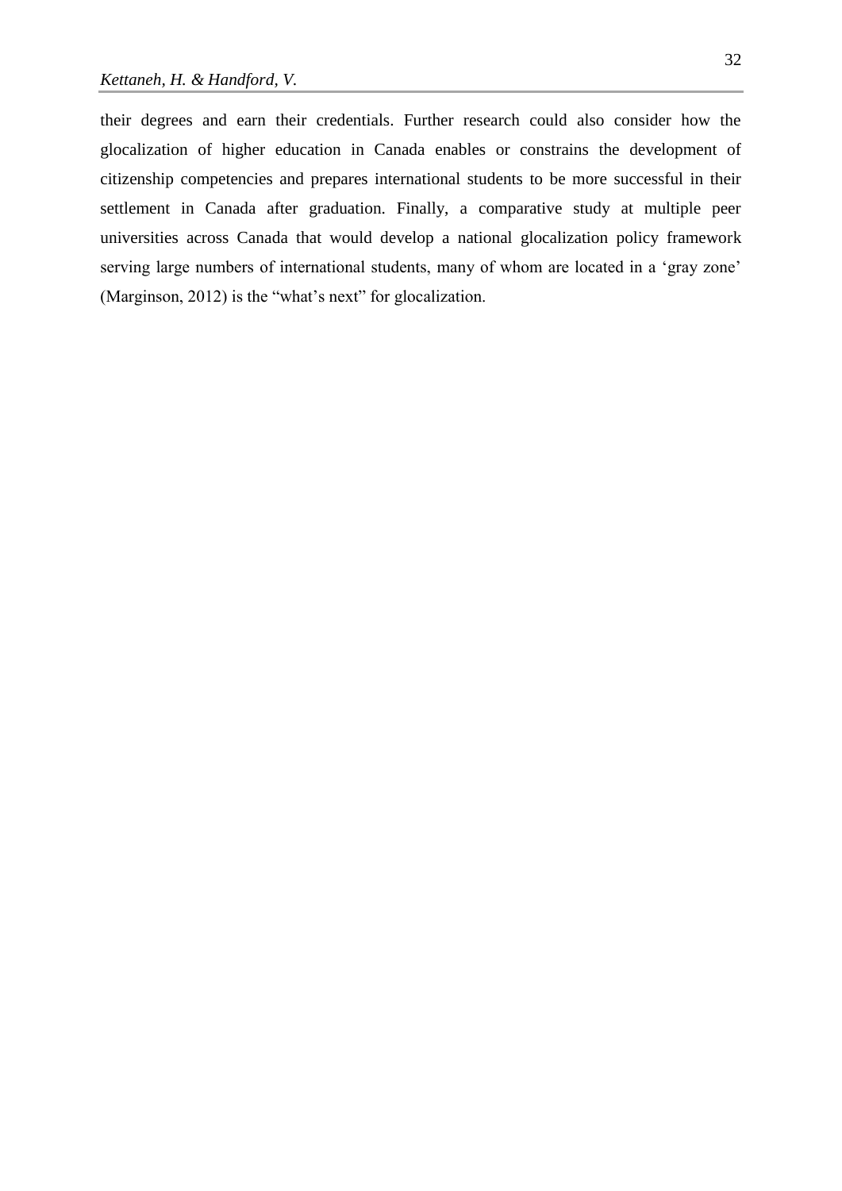their degrees and earn their credentials. Further research could also consider how the glocalization of higher education in Canada enables or constrains the development of citizenship competencies and prepares international students to be more successful in their settlement in Canada after graduation. Finally, a comparative study at multiple peer universities across Canada that would develop a national glocalization policy framework serving large numbers of international students, many of whom are located in a 'gray zone' (Marginson, 2012) is the "what's next" for glocalization.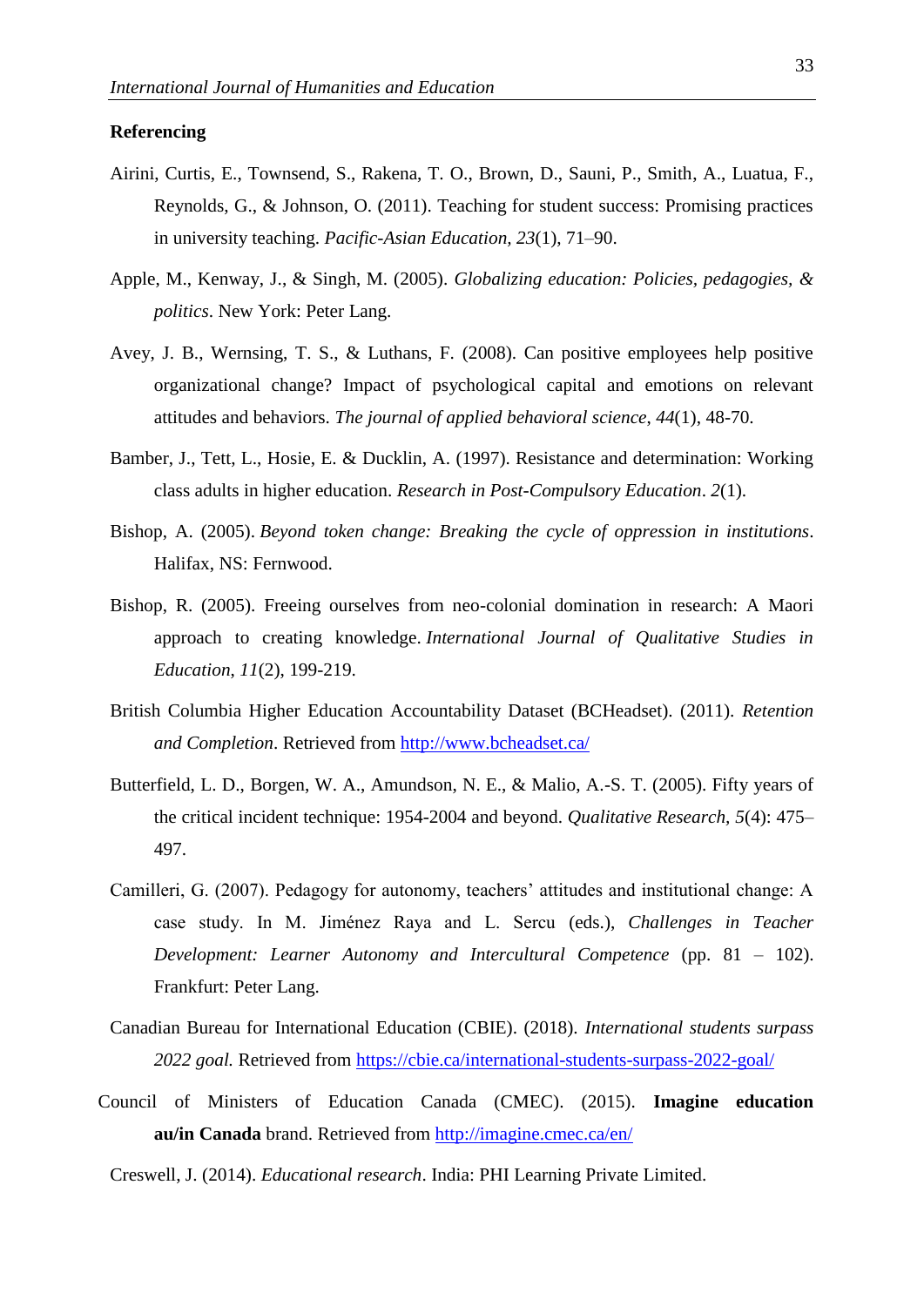**Referencing**

Airini, Curtis, E., Townsend, S., Rakena, T. O., Brown, D., Sauni, P., Smith, A., Luatua, F., Reynolds, G., & Johnson, O. (2011). Teaching for student success: Promising practices in university teaching. *Pacific-Asian Education, 23*(1), 71–90.

Apple, M., Kenway, J., & Singh, M. (2005). *Globalizing education: Policies, pedagogies, & politics*. New York: Peter Lang.

Avey, J. B., Wernsing, T. S., & Luthans, F. (2008). Can positive employees help positive organizational change? Impact of psychological capital and emotions on relevant attitudes and behaviors. *The journal of applied behavioral science*, *44*(1), 48-70.

Bamber, J., Tett, L., Hosie, E. & Ducklin, A. (1997). Resistance and determination: Working class adults in higher education. *Research in Post-Compulsory Education*. *2*(1).

Bishop, A. (2005). *Beyond token change: Breaking the cycle of oppression in institutions*. Halifax, NS: Fernwood.

Bishop, R. (2005). Freeing ourselves from neo-colonial domination in research: A Maori approach to creating knowledge. *International Journal of Qualitative Studies in Education*, *11*(2), 199-219.

British Columbia Higher Education Accountability Dataset (BCHeadset). (2011). *Retention and Completion*. Retrieved from http://www.bcheadset.ca/

Butterfield, L. D., Borgen, W. A., Amundson, N. E., & Malio, A.-S. T. (2005). Fifty years of the critical incident technique: 1954-2004 and beyond. *Qualitative Research, 5*(4): 475–497.

Camilleri, G. (2007). Pedagogy for autonomy, teachers' attitudes and institutional change: A case study. In M. Jiménez Raya and L. Sercu (eds.), *Challenges in Teacher Development: Learner Autonomy and Intercultural Competence* (pp. 81 – 102). Frankfurt: Peter Lang.

Canadian Bureau for International Education (CBIE). (2018). *International students surpass 2022 goal.* Retrieved from https://cbie.ca/international-students-surpass-2022-goal/

Council of Ministers of Education Canada (CMEC). (2015). **Imagine education au/in Canada** brand. Retrieved from http://imagine.cmec.ca/en/

Creswell, J. (2014). *Educational research*. India: PHI Learning Private Limited.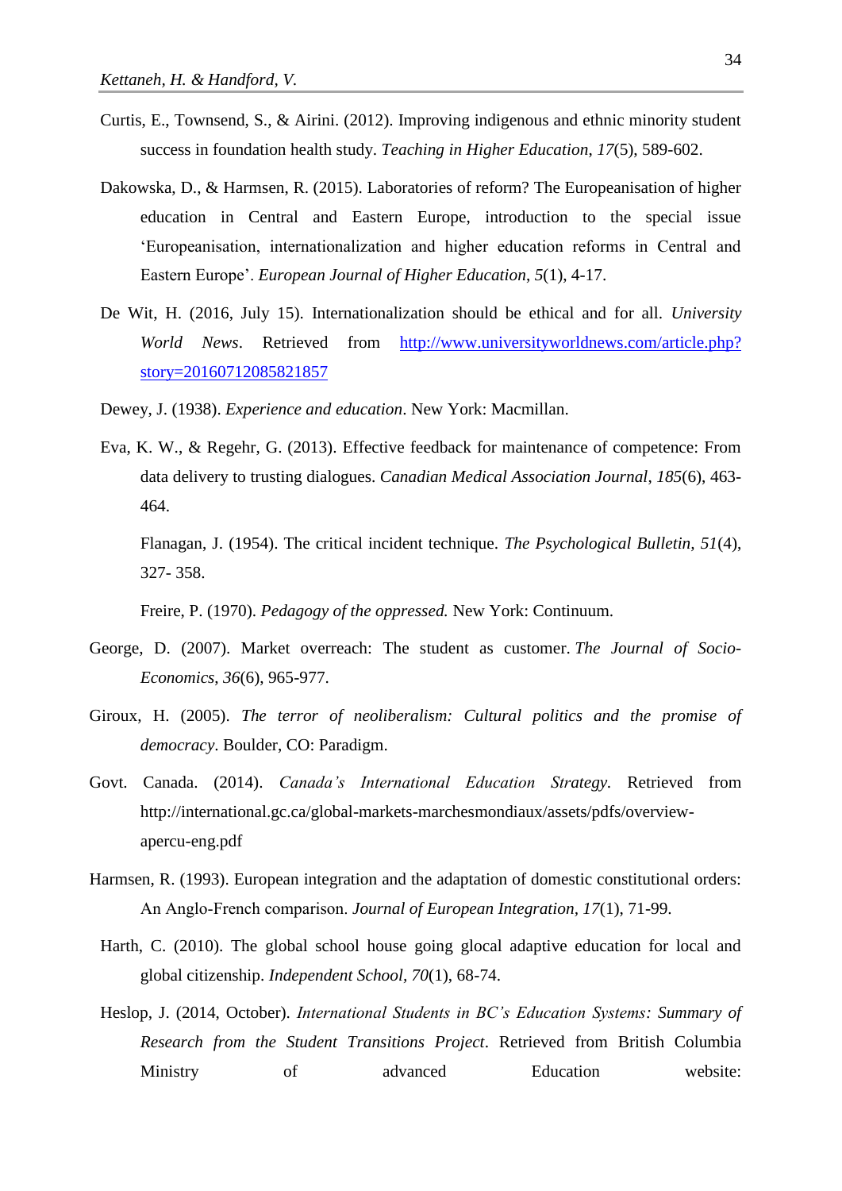Curtis, E., Townsend, S., & Airini. (2012). Improving indigenous and ethnic minority student success in foundation health study. *Teaching in Higher Education*, *17*(5), 589-602.

Dakowska, D., & Harmsen, R. (2015). Laboratories of reform? The Europeanisation of higher education in Central and Eastern Europe, introduction to the special issue 'Europeanisation, internationalization and higher education reforms in Central and Eastern Europe'. *European Journal of Higher Education*, *5*(1), 4-17.

De Wit, H. (2016, July 15). Internationalization should be ethical and for all. *University World News*. Retrieved from [http://www.universityworldnews.com/article.php?story=20160712085821857](http://www.universityworldnews.com/article.php?story=20160712085821857)

Dewey, J. (1938). *Experience and education*. New York: Macmillan.

Eva, K. W., & Regehr, G. (2013). Effective feedback for maintenance of competence: From data delivery to trusting dialogues. *Canadian Medical Association Journal*, *185*(6), 463-464.

Flanagan, J. (1954). The critical incident technique. *The Psychological Bulletin, 51*(4), 327- 358.

Freire, P. (1970). *Pedagogy of the oppressed.* New York: Continuum.

George, D. (2007). Market overreach: The student as customer. *The Journal of Socio-Economics*, *36*(6), 965-977.

Giroux, H. (2005). *The terror of neoliberalism: Cultural politics and the promise of democracy*. Boulder, CO: Paradigm.

Govt. Canada. (2014). *Canada's International Education Strategy*. Retrieved from http://international.gc.ca/global-markets-marchesmondiaux/assets/pdfs/overview-apercu-eng.pdf

Harmsen, R. (1993). European integration and the adaptation of domestic constitutional orders: An Anglo-French comparison. *Journal of European Integration, 17*(1), 71-99.

Harth, C. (2010). The global school house going glocal adaptive education for local and global citizenship. *Independent School, 70*(1), 68-74.

Heslop, J. (2014, October). *International Students in BC's Education Systems: Summary of Research from the Student Transitions Project*. Retrieved from British Columbia Ministry of advanced Education website: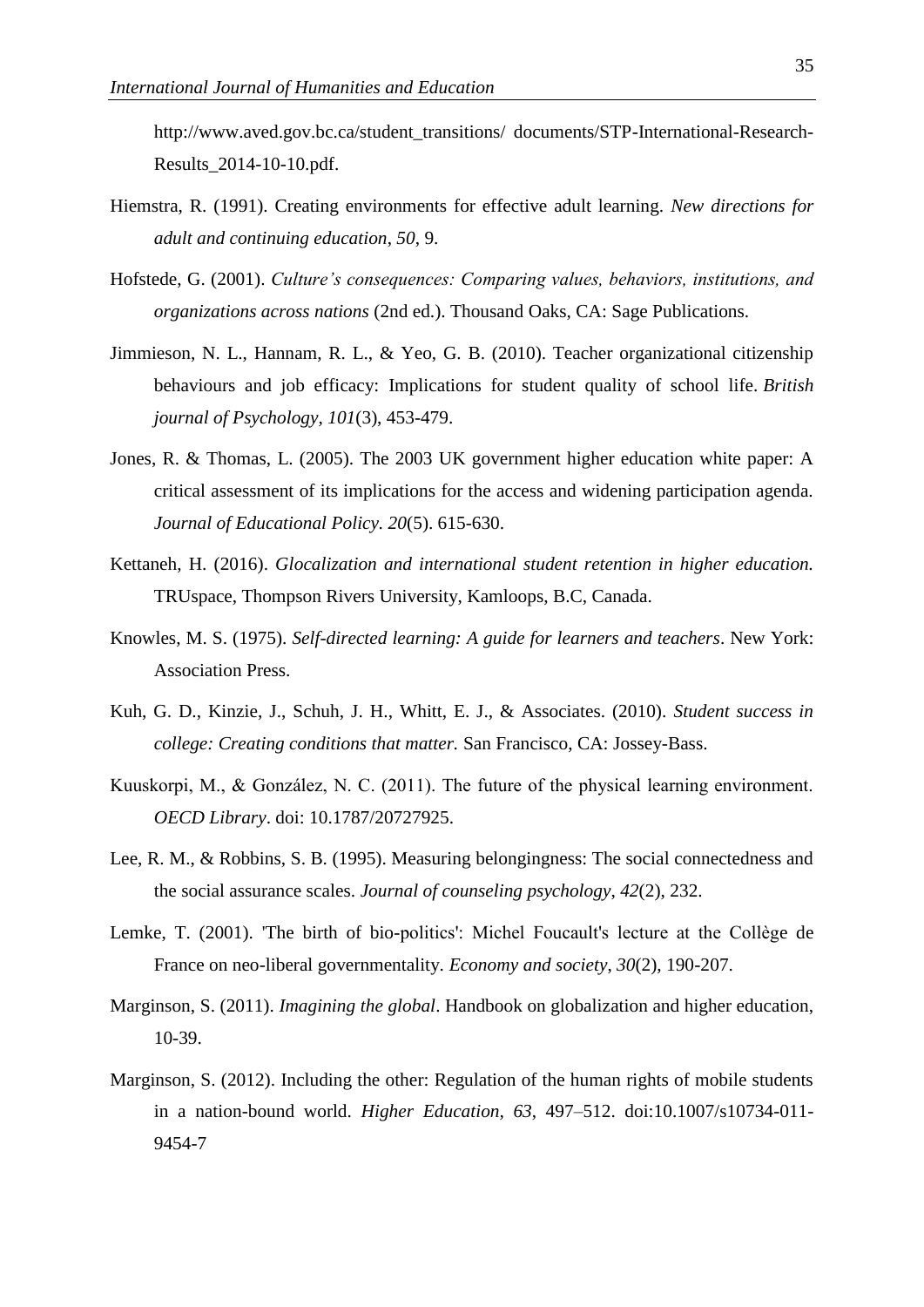http://www.aved.gov.bc.ca/student_transitions/ documents/STP-International-Research-Results_2014-10-10.pdf.

Hiemstra, R. (1991). Creating environments for effective adult learning. *New directions for adult and continuing education*, *50*, 9.

Hofstede, G. (2001). *Culture's consequences: Comparing values, behaviors, institutions, and organizations across nations* (2nd ed.). Thousand Oaks, CA: Sage Publications.

Jimmieson, N. L., Hannam, R. L., & Yeo, G. B. (2010). Teacher organizational citizenship behaviours and job efficacy: Implications for student quality of school life. *British journal of Psychology*, *101*(3), 453-479.

Jones, R. & Thomas, L. (2005). The 2003 UK government higher education white paper: A critical assessment of its implications for the access and widening participation agenda. *Journal of Educational Policy*. *20*(5). 615-630.

Kettaneh, H. (2016). *Glocalization and international student retention in higher education.* TRUspace, Thompson Rivers University, Kamloops, B.C, Canada.

Knowles, M. S. (1975). *Self-directed learning: A guide for learners and teachers*. New York: Association Press.

Kuh, G. D., Kinzie, J., Schuh, J. H., Whitt, E. J., & Associates. (2010). *Student success in college: Creating conditions that matter.* San Francisco, CA: Jossey-Bass.

Kuuskorpi, M., & González, N. C. (2011). The future of the physical learning environment. *OECD Library*. doi: 10.1787/20727925.

Lee, R. M., & Robbins, S. B. (1995). Measuring belongingness: The social connectedness and the social assurance scales. *Journal of counseling psychology*, *42*(2), 232.

Lemke, T. (2001). 'The birth of bio-politics': Michel Foucault's lecture at the Collège de France on neo-liberal governmentality. *Economy and society*, *30*(2), 190-207.

Marginson, S. (2011). *Imagining the global*. Handbook on globalization and higher education, 10-39.

Marginson, S. (2012). Including the other: Regulation of the human rights of mobile students in a nation-bound world. *Higher Education, 63*, 497–512. doi:10.1007/s10734-011-9454-7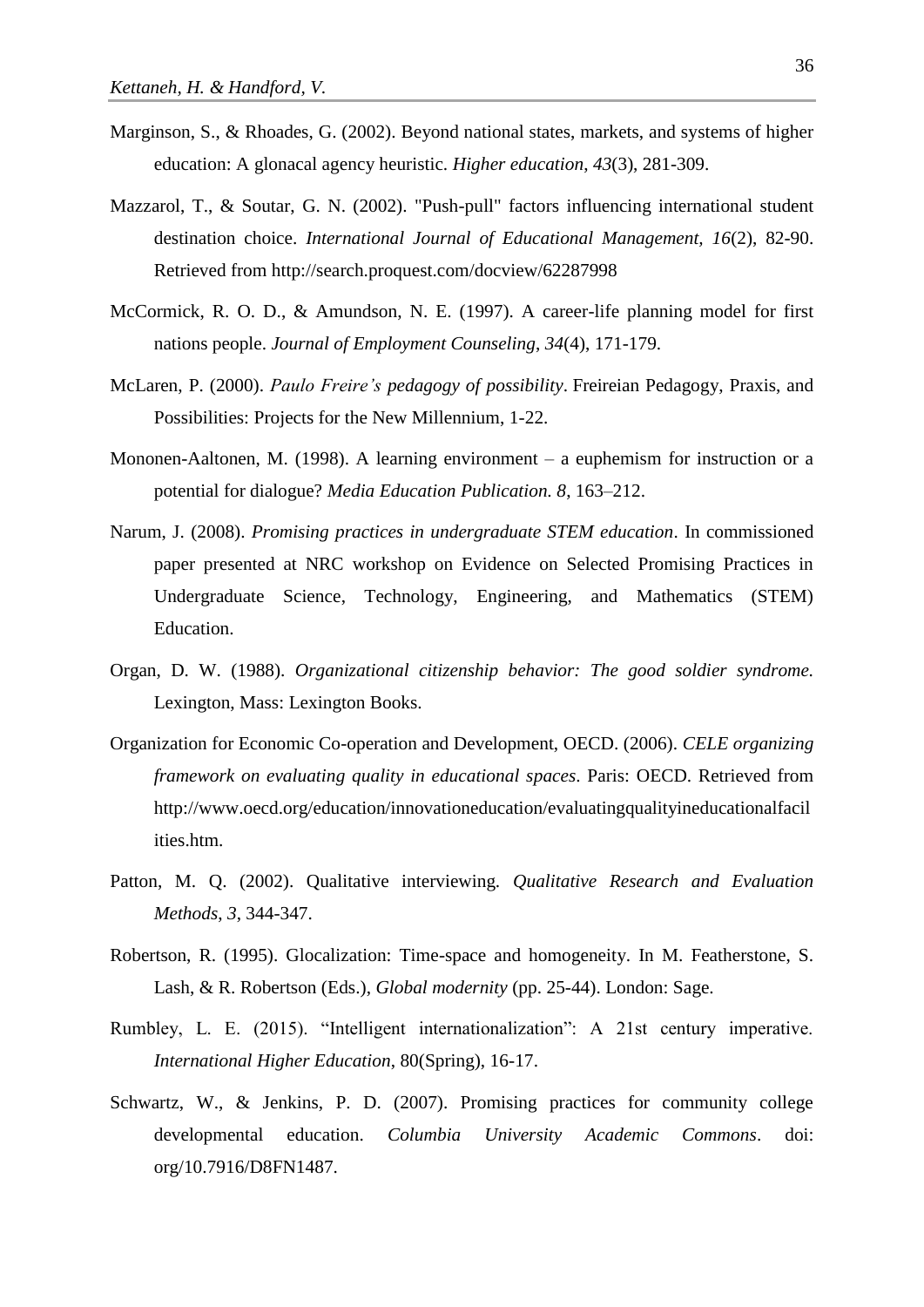Marginson, S., & Rhoades, G. (2002). Beyond national states, markets, and systems of higher education: A glonacal agency heuristic. *Higher education*, *43*(3), 281-309.

Mazzarol, T., & Soutar, G. N. (2002). "Push-pull" factors influencing international student destination choice. *International Journal of Educational Management*, *16*(2), 82-90. Retrieved from http://search.proquest.com/docview/62287998

McCormick, R. O. D., & Amundson, N. E. (1997). A career-life planning model for first nations people. *Journal of Employment Counseling*, *34*(4), 171-179.

McLaren, P. (2000). *Paulo Freire's pedagogy of possibility*. Freireian Pedagogy, Praxis, and Possibilities: Projects for the New Millennium, 1-22.

Mononen-Aaltonen, M. (1998). A learning environment – a euphemism for instruction or a potential for dialogue? *Media Education Publication. 8*, 163–212.

Narum, J. (2008). *Promising practices in undergraduate STEM education*. In commissioned paper presented at NRC workshop on Evidence on Selected Promising Practices in Undergraduate Science, Technology, Engineering, and Mathematics (STEM) Education.

Organ, D. W. (1988). *Organizational citizenship behavior: The good soldier syndrome.* Lexington, Mass: Lexington Books.

Organization for Economic Co-operation and Development, OECD. (2006). *CELE organizing framework on evaluating quality in educational spaces*. Paris: OECD. Retrieved from http://www.oecd.org/education/innovationeducation/evaluatingqualityineducationalfacilities.htm.

Patton, M. Q. (2002). Qualitative interviewing. *Qualitative Research and Evaluation Methods*, *3*, 344-347.

Robertson, R. (1995). Glocalization: Time-space and homogeneity. In M. Featherstone, S. Lash, & R. Robertson (Eds.), *Global modernity* (pp. 25-44). London: Sage.

Rumbley, L. E. (2015). "Intelligent internationalization": A 21st century imperative. *International Higher Education*, 80(Spring), 16-17.

Schwartz, W., & Jenkins, P. D. (2007). Promising practices for community college developmental education. *Columbia University Academic Commons*. doi: org/10.7916/D8FN1487.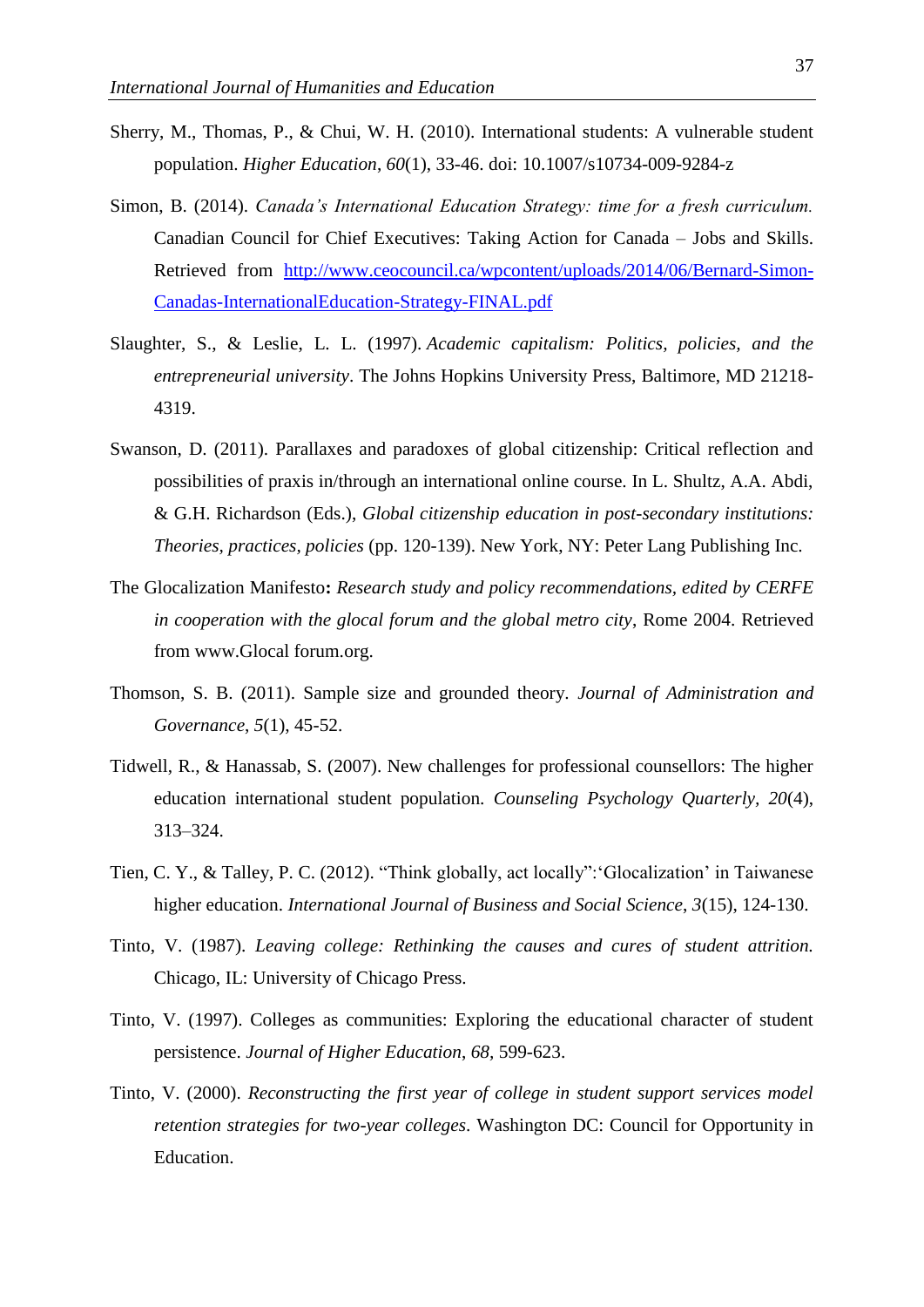Sherry, M., Thomas, P., & Chui, W. H. (2010). International students: A vulnerable student population. *Higher Education*, *60*(1), 33-46. doi: 10.1007/s10734-009-9284-z

Simon, B. (2014). *Canada's International Education Strategy: time for a fresh curriculum.* Canadian Council for Chief Executives: Taking Action for Canada – Jobs and Skills. Retrieved from http://www.ceocouncil.ca/wpcontent/uploads/2014/06/Bernard-Simon-Canadas-InternationalEducation-Strategy-FINAL.pdf

Slaughter, S., & Leslie, L. L. (1997). *Academic capitalism: Politics, policies, and the entrepreneurial university*. The Johns Hopkins University Press, Baltimore, MD 21218-4319.

Swanson, D. (2011). Parallaxes and paradoxes of global citizenship: Critical reflection and possibilities of praxis in/through an international online course. In L. Shultz, A.A. Abdi, & G.H. Richardson (Eds.), *Global citizenship education in post-secondary institutions: Theories, practices, policies* (pp. 120-139). New York, NY: Peter Lang Publishing Inc.

The Glocalization Manifesto**:** *Research study and policy recommendations, edited by CERFE in cooperation with the glocal forum and the global metro city*, Rome 2004. Retrieved from www.Glocal forum.org.

Thomson, S. B. (2011). Sample size and grounded theory. *Journal of Administration and Governance*, *5*(1), 45-52.

Tidwell, R., & Hanassab, S. (2007). New challenges for professional counsellors: The higher education international student population. *Counseling Psychology Quarterly*, *20*(4), 313–324.

Tien, C. Y., & Talley, P. C. (2012). "Think globally, act locally":'Glocalization' in Taiwanese higher education. *International Journal of Business and Social Science*, *3*(15), 124-130.

Tinto, V. (1987). *Leaving college: Rethinking the causes and cures of student attrition.* Chicago, IL: University of Chicago Press.

Tinto, V. (1997). Colleges as communities: Exploring the educational character of student persistence. *Journal of Higher Education*, *68*, 599-623.

Tinto, V. (2000). *Reconstructing the first year of college in student support services model retention strategies for two-year colleges*. Washington DC: Council for Opportunity in Education.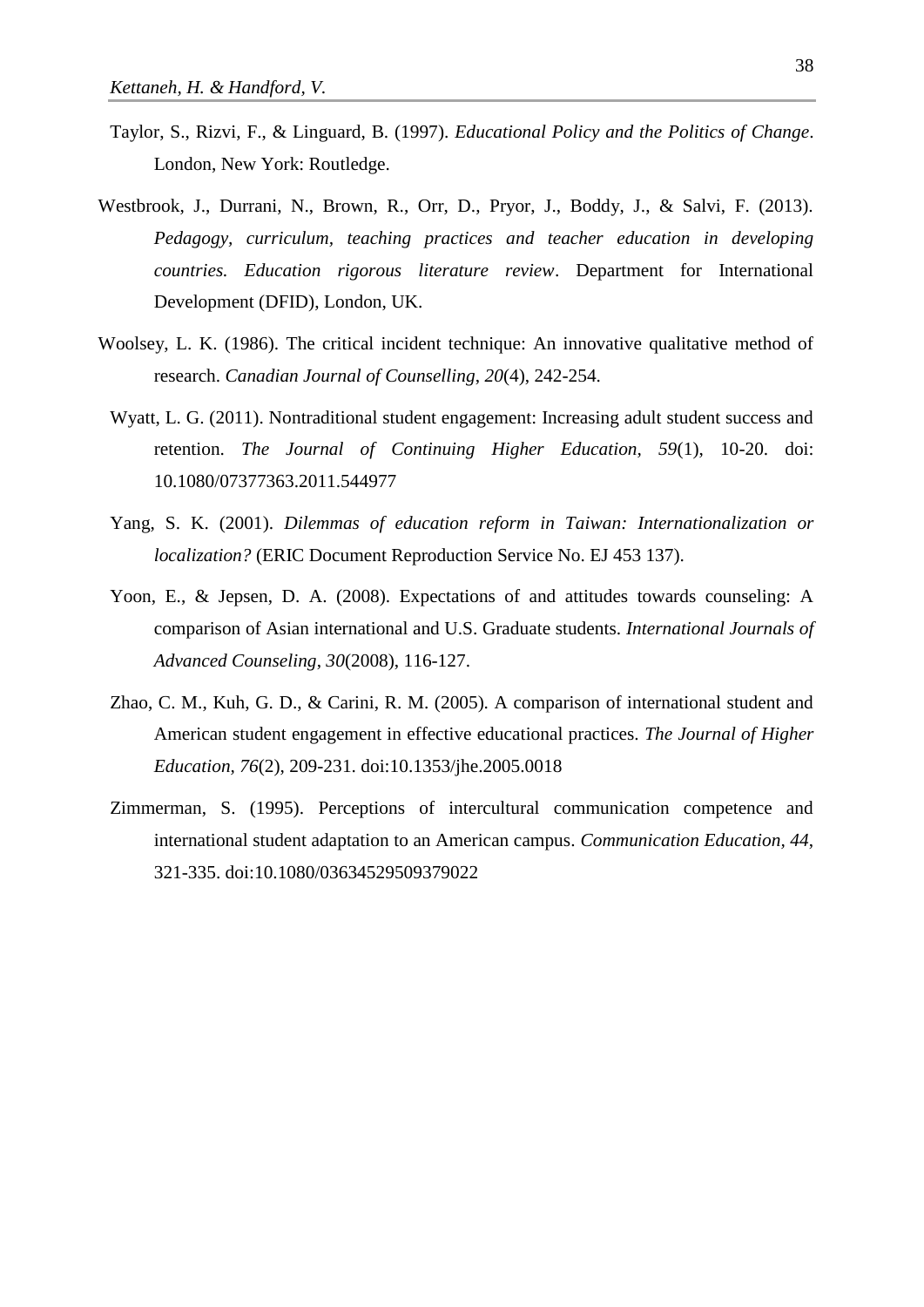Taylor, S., Rizvi, F., & Linguard, B. (1997). *Educational Policy and the Politics of Change*. London, New York: Routledge.

Westbrook, J., Durrani, N., Brown, R., Orr, D., Pryor, J., Boddy, J., & Salvi, F. (2013). *Pedagogy, curriculum, teaching practices and teacher education in developing countries. Education rigorous literature review*. Department for International Development (DFID), London, UK.

Woolsey, L. K. (1986). The critical incident technique: An innovative qualitative method of research. *Canadian Journal of Counselling*, *20*(4), 242-254.

Wyatt, L. G. (2011). Nontraditional student engagement: Increasing adult student success and retention. *The Journal of Continuing Higher Education*, *59*(1), 10-20. doi: 10.1080/07377363.2011.544977

Yang, S. K. (2001). *Dilemmas of education reform in Taiwan: Internationalization or localization?* (ERIC Document Reproduction Service No. EJ 453 137).

Yoon, E., & Jepsen, D. A. (2008). Expectations of and attitudes towards counseling: A comparison of Asian international and U.S. Graduate students. *International Journals of Advanced Counseling*, *30*(2008), 116-127.

Zhao, C. M., Kuh, G. D., & Carini, R. M. (2005). A comparison of international student and American student engagement in effective educational practices. *The Journal of Higher Education, 76*(2), 209-231. doi:10.1353/jhe.2005.0018

Zimmerman, S. (1995). Perceptions of intercultural communication competence and international student adaptation to an American campus. *Communication Education, 44*, 321-335. doi:10.1080/03634529509379022